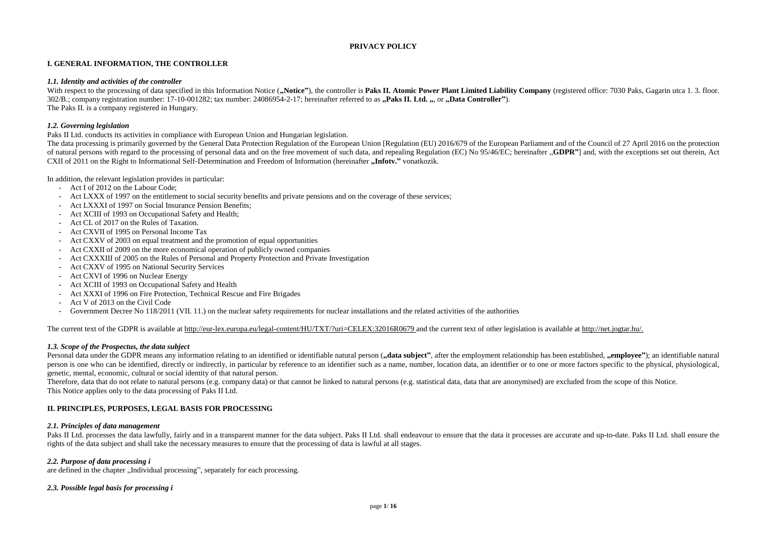**PRIVACY POLICY**

## I. GENERAL INFORMATION, THE CONTROLLER

### *1.1. Identity and activities of the controller*

With respect to the processing of data specified in this Information Notice (**„Notice"**), the controller is **Paks II. Atomic Power Plant Limited Liability Company** (registered office: 7030 Paks, Gagarin utca 1. 3. floor. 302/B.; company registration number: 17-10-001282; tax number: 24086954-2-17; hereinafter referred to as **„Paks II. Ltd. „**, or **„Data Controller"**).
The Paks II. is a company registered in Hungary.

### *1.2. Governing legislation*

Paks II Ltd. conducts its activities in compliance with European Union and Hungarian legislation.
The data processing is primarily governed by the General Data Protection Regulation of the European Union [Regulation (EU) 2016/679 of the European Parliament and of the Council of 27 April 2016 on the protection of natural persons with regard to the processing of personal data and on the free movement of such data, and repealing Regulation (EC) No 95/46/EC; hereinafter „**GDPR"**] and, with the exceptions set out therein, Act CXII of 2011 on the Right to Informational Self-Determination and Freedom of Information (hereinafter **„Infotv."** vonatkozik.

In addition, the relevant legislation provides in particular:

- Act I of 2012 on the Labour Code;
- Act LXXX of 1997 on the entitlement to social security benefits and private pensions and on the coverage of these services;
- Act LXXXI of 1997 on Social Insurance Pension Benefits;
- Act XCIII of 1993 on Occupational Safety and Health;
- Act CL of 2017 on the Rules of Taxation.
- Act CXVII of 1995 on Personal Income Tax
- Act CXXV of 2003 on equal treatment and the promotion of equal opportunities
- Act CXXII of 2009 on the more economical operation of publicly owned companies
- Act CXXXIII of 2005 on the Rules of Personal and Property Protection and Private Investigation
- Act CXXV of 1995 on National Security Services
- Act CXVI of 1996 on Nuclear Energy
- Act XCIII of 1993 on Occupational Safety and Health
- Act XXXI of 1996 on Fire Protection, Technical Rescue and Fire Brigades
- Act V of 2013 on the Civil Code
- Government Decree No 118/2011 (VII. 11.) on the nuclear safety requirements for nuclear installations and the related activities of the authorities

The current text of the GDPR is available at http://eur-lex.europa.eu/legal-content/HU/TXT/?uri=CELEX:32016R0679 and the current text of other legislation is available at http://net.jogtar.hu/.

### *1.3. Scope of the Prospectus, the data subject*

Personal data under the GDPR means any information relating to an identified or identifiable natural person (**„data subject"**, after the employment relationship has been established, **„employee"**); an identifiable natural person is one who can be identified, directly or indirectly, in particular by reference to an identifier such as a name, number, location data, an identifier or to one or more factors specific to the physical, physiological, genetic, mental, economic, cultural or social identity of that natural person.
Therefore, data that do not relate to natural persons (e.g. company data) or that cannot be linked to natural persons (e.g. statistical data, data that are anonymised) are excluded from the scope of this Notice.
This Notice applies only to the data processing of Paks II Ltd.

## II. PRINCIPLES, PURPOSES, LEGAL BASIS FOR PROCESSING

### *2.1. Principles of data management*

Paks II Ltd. processes the data lawfully, fairly and in a transparent manner for the data subject. Paks II Ltd. shall endeavour to ensure that the data it processes are accurate and up-to-date. Paks II Ltd. shall ensure the rights of the data subject and shall take the necessary measures to ensure that the processing of data is lawful at all stages.

### *2.2. Purpose of data processing i*

are defined in the chapter „Individual processing", separately for each processing.

### *2.3. Possible legal basis for processing i*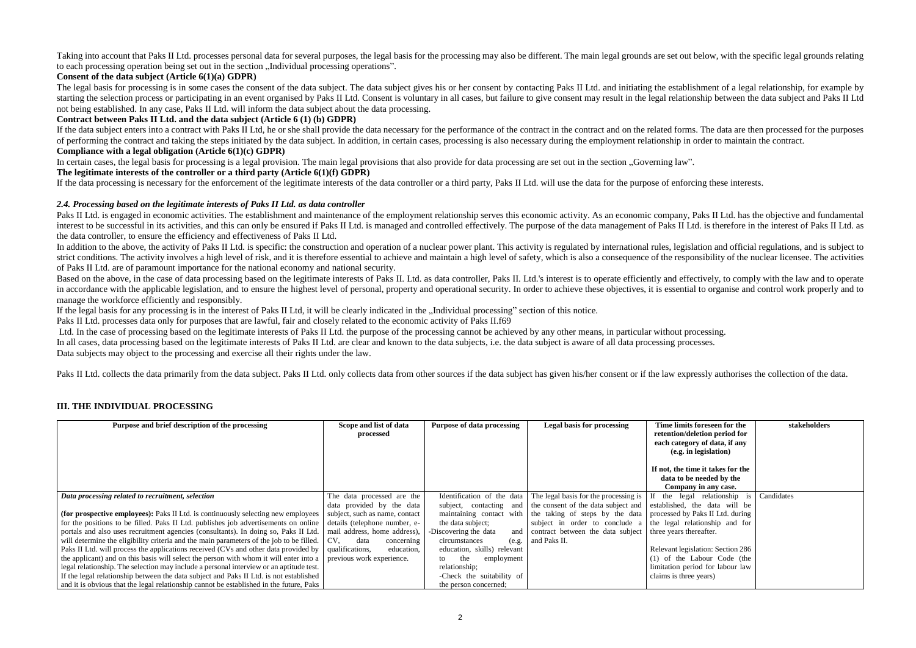Taking into account that Paks II Ltd. processes personal data for several purposes, the legal basis for the processing may also be different. The main legal grounds are set out below, with the specific legal grounds relating to each processing operation being set out in the section „Individual processing operations".

**Consent of the data subject (Article 6(1)(a) GDPR)**

The legal basis for processing is in some cases the consent of the data subject. The data subject gives his or her consent by contacting Paks II Ltd. and initiating the establishment of a legal relationship, for example by starting the selection process or participating in an event organised by Paks II Ltd. Consent is voluntary in all cases, but failure to give consent may result in the legal relationship between the data subject and Paks II Ltd not being established. In any case, Paks II Ltd. will inform the data subject about the data processing.

**Contract between Paks II Ltd. and the data subject (Article 6 (1) (b) GDPR)**

If the data subject enters into a contract with Paks II Ltd, he or she shall provide the data necessary for the performance of the contract in the contract and on the related forms. The data are then processed for the purposes of performing the contract and taking the steps initiated by the data subject. In addition, in certain cases, processing is also necessary during the employment relationship in order to maintain the contract.

**Compliance with a legal obligation (Article 6(1)(c) GDPR)**

In certain cases, the legal basis for processing is a legal provision. The main legal provisions that also provide for data processing are set out in the section „Governing law".

**The legitimate interests of the controller or a third party (Article 6(1)(f) GDPR)**

If the data processing is necessary for the enforcement of the legitimate interests of the data controller or a third party, Paks II Ltd. will use the data for the purpose of enforcing these interests.

### *2.4. Processing based on the legitimate interests of Paks II Ltd. as data controller*

Paks II Ltd. is engaged in economic activities. The establishment and maintenance of the employment relationship serves this economic activity. As an economic company, Paks II Ltd. has the objective and fundamental interest to be successful in its activities, and this can only be ensured if Paks II Ltd. is managed and controlled effectively. The purpose of the data management of Paks II Ltd. is therefore in the interest of Paks II Ltd. as the data controller, to ensure the efficiency and effectiveness of Paks II Ltd.

In addition to the above, the activity of Paks II Ltd. is specific: the construction and operation of a nuclear power plant. This activity is regulated by international rules, legislation and official regulations, and is subject to strict conditions. The activity involves a high level of risk, and it is therefore essential to achieve and maintain a high level of safety, which is also a consequence of the responsibility of the nuclear licensee. The activities of Paks II Ltd. are of paramount importance for the national economy and national security.

Based on the above, in the case of data processing based on the legitimate interests of Paks II. Ltd. as data controller, Paks II. Ltd.'s interest is to operate efficiently and effectively, to comply with the law and to operate in accordance with the applicable legislation, and to ensure the highest level of personal, property and operational security. In order to achieve these objectives, it is essential to organise and control work properly and to manage the workforce efficiently and responsibly.

If the legal basis for any processing is in the interest of Paks II Ltd, it will be clearly indicated in the „Individual processing" section of this notice.

Paks II Ltd. processes data only for purposes that are lawful, fair and closely related to the economic activity of Paks II.f69

Ltd. In the case of processing based on the legitimate interests of Paks II Ltd. the purpose of the processing cannot be achieved by any other means, in particular without processing.

In all cases, data processing based on the legitimate interests of Paks II Ltd. are clear and known to the data subjects, i.e. the data subject is aware of all data processing processes.

Data subjects may object to the processing and exercise all their rights under the law.

Paks II Ltd. collects the data primarily from the data subject. Paks II Ltd. only collects data from other sources if the data subject has given his/her consent or if the law expressly authorises the collection of the data.

## III. THE INDIVIDUAL PROCESSING

| Purpose and brief description of the processing | Scope and list of data processed | Purpose of data processing | Legal basis for processing | Time limits foreseen for the retention/deletion period for each category of data, if any (e.g. in legislation)<br><br>If not, the time it takes for the data to be needed by the Company in any case. | stakeholders |
|---|---|---|---|---|---|
| ***Data processing related to recruitment, selection***<br><br>**(for prospective employees):** Paks II Ltd. is continuously selecting new employees for the positions to be filled. Paks II Ltd. publishes job advertisements on online portals and also uses recruitment agencies (consultants). In doing so, Paks II Ltd. will determine the eligibility criteria and the main parameters of the job to be filled. Paks II Ltd. will process the applications received (CVs and other data provided by the applicant) and on this basis will select the person with whom it will enter into a legal relationship. The selection may include a personal interview or an aptitude test. If the legal relationship between the data subject and Paks II Ltd. is not established and it is obvious that the legal relationship cannot be established in the future, Paks | The data processed are the data provided by the data subject, such as name, contact details (telephone number, e-mail address, home address), CV, data concerning qualifications, education, previous work experience. | Identification of the data subject, contacting and maintaining contact with the data subject;<br>-Discovering the data and circumstances (e.g. education, skills) relevant to the employment relationship;<br>-Check the suitability of the person concerned; | The legal basis for the processing is the consent of the data subject and the taking of steps by the data subject in order to conclude a contract between the data subject and Paks II. | If the legal relationship is established, the data will be processed by Paks II Ltd. during the legal relationship and for three years thereafter.<br><br>Relevant legislation: Section 286 (1) of the Labour Code (the limitation period for labour law claims is three years) | Candidates |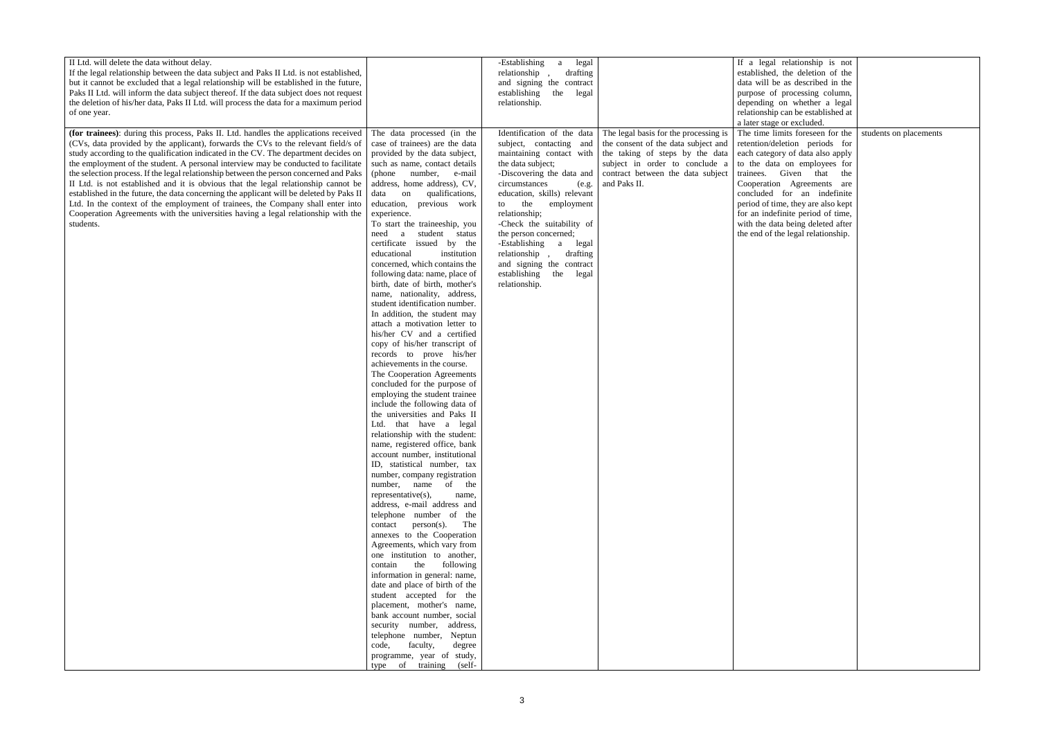| | | | | | |
|---|---|---|---|---|---|
| II Ltd. will delete the data without delay. If the legal relationship between the data subject and Paks II Ltd. is not established, but it cannot be excluded that a legal relationship will be established in the future, Paks II Ltd. will inform the data subject thereof. If the data subject does not request the deletion of his/her data, Paks II Ltd. will process the data for a maximum period of one year. | | -Establishing a legal relationship , drafting and signing the contract establishing the legal relationship. | | If a legal relationship is not established, the deletion of the data will be as described in the purpose of processing column, depending on whether a legal relationship can be established at a later stage or excluded. | |
| **(for trainees)**: during this process, Paks II. Ltd. handles the applications received (CVs, data provided by the applicant), forwards the CVs to the relevant field/s of study according to the qualification indicated in the CV. The department decides on the employment of the student. A personal interview may be conducted to facilitate the selection process. If the legal relationship between the person concerned and Paks II Ltd. is not established and it is obvious that the legal relationship cannot be established in the future, the data concerning the applicant will be deleted by Paks II Ltd. In the context of the employment of trainees, the Company shall enter into Cooperation Agreements with the universities having a legal relationship with the students. | The data processed (in the case of trainees) are the data provided by the data subject, such as name, contact details (phone number, e-mail address, home address), CV, data on qualifications, education, previous work experience. To start the traineeship, you need a student status certificate issued by the educational institution concerned, which contains the following data: name, place of birth, date of birth, mother's name, nationality, address, student identification number. In addition, the student may attach a motivation letter to his/her CV and a certified copy of his/her transcript of records to prove his/her achievements in the course. The Cooperation Agreements concluded for the purpose of employing the student trainee include the following data of the universities and Paks II Ltd. that have a legal relationship with the student: name, registered office, bank account number, institutional ID, statistical number, tax number, company registration number, name of the representative(s), name, address, e-mail address and telephone number of the contact person(s). The annexes to the Cooperation Agreements, which vary from one institution to another, contain the following information in general: name, date and place of birth of the student accepted for the placement, mother's name, bank account number, social security number, address, telephone number, Neptun code, faculty, degree programme, year of study, type of training (self- | Identification of the data subject, contacting and maintaining contact with the data subject; -Discovering the data and circumstances (e.g. education, skills) relevant to the employment relationship; -Check the suitability of the person concerned; -Establishing a legal relationship , drafting and signing the contract establishing the legal relationship. | The legal basis for the processing is the consent of the data subject and the taking of steps by the data subject in order to conclude a contract between the data subject and Paks II. | The time limits foreseen for the retention/deletion periods for each category of data also apply to the data on employees for trainees. Given that the Cooperation Agreements are concluded for an indefinite period of time, they are also kept for an indefinite period of time, with the data being deleted after the end of the legal relationship. | students on placements |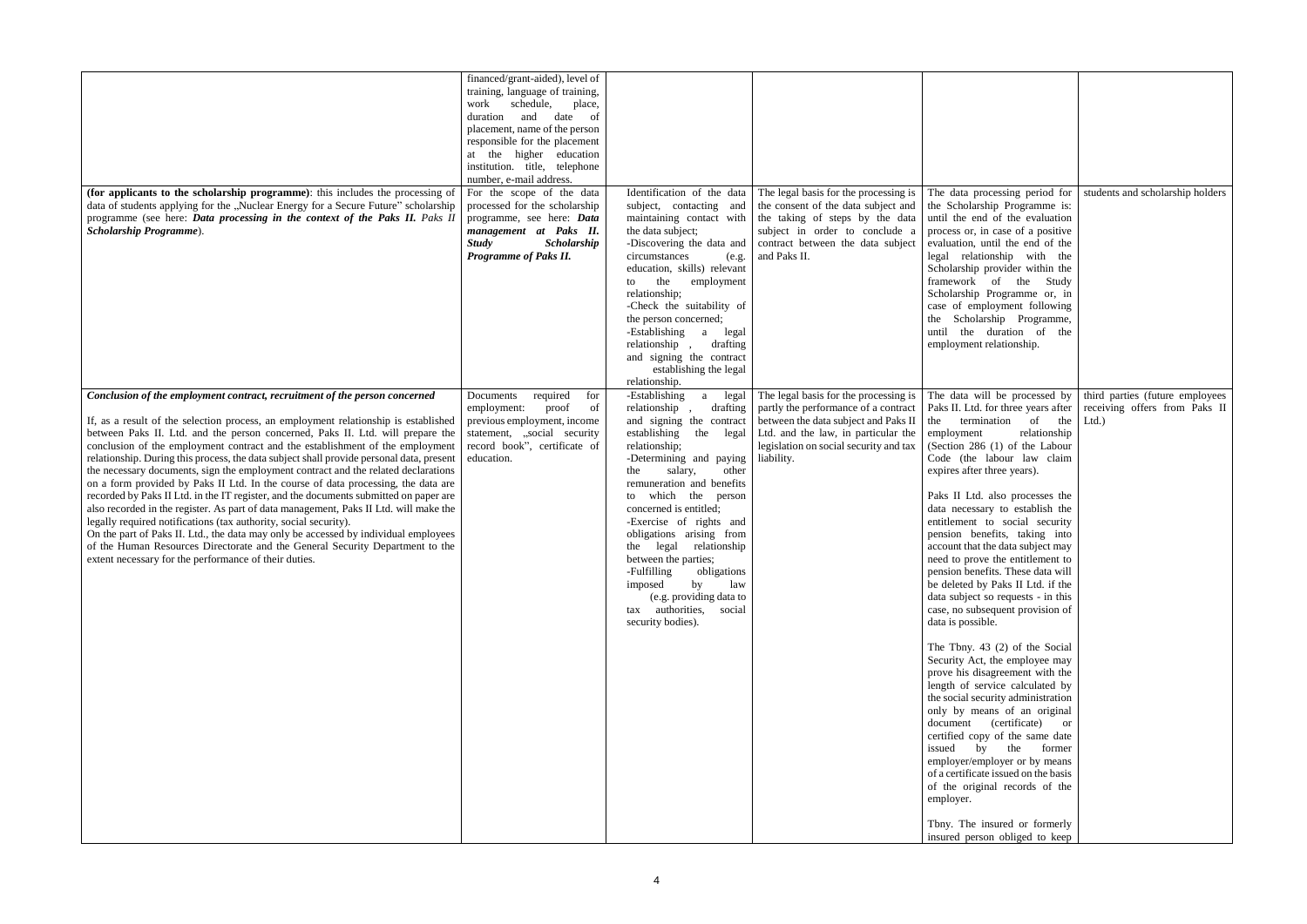| | | | | | |
|---|---|---|---|---|---|
| | financed/grant-aided), level of training, language of training, work schedule, place, duration and date of placement, name of the person responsible for the placement at the higher education institution. title, telephone number, e-mail address. | | | | |
| **(for applicants to the scholarship programme)**: this includes the processing of data of students applying for the „Nuclear Energy for a Secure Future" scholarship programme (see here: ***Data processing in the context of the Paks II.*** *Paks II* ***Scholarship Programme***). | For the scope of the data processed for the scholarship programme, see here: ***Data management at Paks II. Study Scholarship Programme of Paks II.*** | Identification of the data subject, contacting and maintaining contact with the data subject;<br>-Discovering the data and circumstances (e.g. education, skills) relevant to the employment relationship;<br>-Check the suitability of the person concerned;<br>-Establishing a legal relationship , drafting and signing the contract establishing the legal relationship. | The legal basis for the processing is the consent of the data subject and the taking of steps by the data subject in order to conclude a contract between the data subject and Paks II. | The data processing period for the Scholarship Programme is: until the end of the evaluation process or, in case of a positive evaluation, until the end of the legal relationship with the Scholarship provider within the framework of the Study Scholarship Programme or, in case of employment following the Scholarship Programme, until the duration of the employment relationship. | students and scholarship holders |
| ***Conclusion of the employment contract, recruitment of the person concerned***<br><br>If, as a result of the selection process, an employment relationship is established between Paks II. Ltd. and the person concerned, Paks II. Ltd. will prepare the conclusion of the employment contract and the establishment of the employment relationship. During this process, the data subject shall provide personal data, present the necessary documents, sign the employment contract and the related declarations on a form provided by Paks II Ltd. In the course of data processing, the data are recorded by Paks II Ltd. in the IT register, and the documents submitted on paper are also recorded in the register. As part of data management, Paks II Ltd. will make the legally required notifications (tax authority, social security).<br>On the part of Paks II. Ltd., the data may only be accessed by individual employees of the Human Resources Directorate and the General Security Department to the extent necessary for the performance of their duties. | Documents required for employment: proof of previous employment, income statement, „social security record book", certificate of education. | -Establishing a legal relationship , drafting and signing the contract establishing the legal relationship;<br>-Determining and paying the salary, other remuneration and benefits to which the person concerned is entitled;<br>-Exercise of rights and obligations arising from the legal relationship between the parties;<br>-Fulfilling obligations imposed by law (e.g. providing data to tax authorities, social security bodies). | The legal basis for the processing is partly the performance of a contract between the data subject and Paks II Ltd. and the law, in particular the legislation on social security and tax liability. | The data will be processed by Paks II. Ltd. for three years after the termination of the employment relationship (Section 286 (1) of the Labour Code (the labour law claim expires after three years).<br><br>Paks II Ltd. also processes the data necessary to establish the entitlement to social security pension benefits, taking into account that the data subject may need to prove the entitlement to pension benefits. These data will be deleted by Paks II Ltd. if the data subject so requests - in this case, no subsequent provision of data is possible.<br><br>The Tbny. 43 (2) of the Social Security Act, the employee may prove his disagreement with the length of service calculated by the social security administration only by means of an original document (certificate) or certified copy of the same date issued by the former employer/employer or by means of a certificate issued on the basis of the original records of the employer.<br><br>Tbny. The insured or formerly insured person obliged to keep | third parties (future employees receiving offers from Paks II Ltd.) |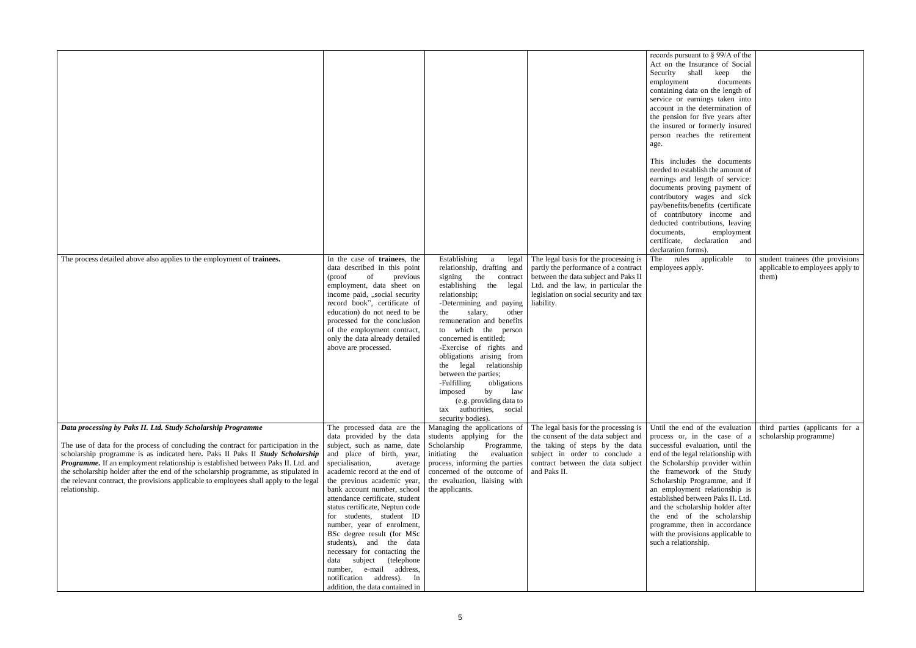| | | | | | |
|---|---|---|---|---|---|
| | | | | records pursuant to § 99/A of the Act on the Insurance of Social Security shall keep the employment documents containing data on the length of service or earnings taken into account in the determination of the pension for five years after the insured or formerly insured person reaches the retirement age.<br><br>This includes the documents needed to establish the amount of earnings and length of service: documents proving payment of contributory wages and sick pay/benefits (certificate of contributory income and deducted contributions, leaving documents, employment certificate, declaration and declaration forms). | |
| The process detailed above also applies to the employment of **trainees.** | In the case of **trainees**, the data described in this point (proof of previous employment, data sheet on income paid, „social security record book", certificate of education) do not need to be processed for the conclusion of the employment contract, only the data already detailed above are processed. | Establishing a legal relationship, drafting and signing the contract establishing the legal relationship;<br>-Determining and paying the salary, other remuneration and benefits to which the person concerned is entitled;<br>-Exercise of rights and obligations arising from the legal relationship between the parties;<br>-Fulfilling obligations imposed by law (e.g. providing data to tax authorities, social security bodies). | The legal basis for the processing is partly the performance of a contract between the data subject and Paks II Ltd. and the law, in particular the legislation on social security and tax liability. | The rules applicable to employees apply. | student trainees (the provisions applicable to employees apply to them) |
| ***Data processing by Paks II. Ltd. Study Scholarship Programme***<br><br>The use of data for the process of concluding the contract for participation in the scholarship programme is as indicated here**.** Paks II Paks II ***Study Scholarship Programme.*** If an employment relationship is established between Paks II. Ltd. and the scholarship holder after the end of the scholarship programme, as stipulated in the relevant contract, the provisions applicable to employees shall apply to the legal relationship. | The processed data are the data provided by the data subject, such as name, date and place of birth, year, specialisation, average academic record at the end of the previous academic year, bank account number, school attendance certificate, student status certificate, Neptun code for students, student ID number, year of enrolment, BSc degree result (for MSc students), and the data necessary for contacting the data subject (telephone number, e-mail address, notification address). In addition, the data contained in | Managing the applications of students applying for the Scholarship Programme, initiating the evaluation process, informing the parties concerned of the outcome of the evaluation, liaising with the applicants. | The legal basis for the processing is the consent of the data subject and the taking of steps by the data subject in order to conclude a contract between the data subject and Paks II. | Until the end of the evaluation process or, in the case of a successful evaluation, until the end of the legal relationship with the Scholarship provider within the framework of the Study Scholarship Programme, and if an employment relationship is established between Paks II. Ltd. and the scholarship holder after the end of the scholarship programme, then in accordance with the provisions applicable to such a relationship. | third parties (applicants for a scholarship programme) |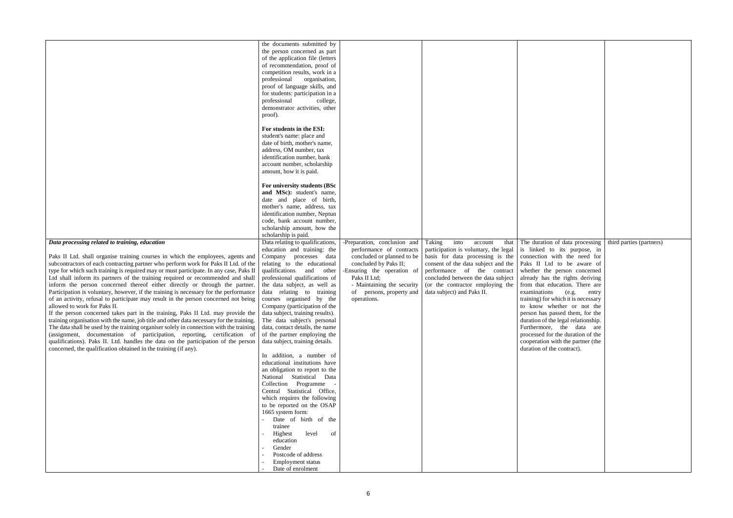| | | | | | |
|---|---|---|---|---|---|
| | the documents submitted by the person concerned as part of the application file (letters of recommendation, proof of competition results, work in a professional organisation, proof of language skills, and for students: participation in a professional college, demonstrator activities, other proof).<br><br>**For students in the ESI:** student's name: place and date of birth, mother's name, address, OM number, tax identification number, bank account number, scholarship amount, how it is paid.<br><br>**For university students (BSc and MSc):** student's name, date and place of birth, mother's name, address, tax identification number, Neptun code, bank account number, scholarship amount, how the scholarship is paid. | | | | |
| ***Data processing related to training, education***<br><br>Paks II Ltd. shall organise training courses in which the employees, agents and subcontractors of each contracting partner who perform work for Paks II Ltd. of the type for which such training is required may or must participate. In any case, Paks II Ltd shall inform its partners of the training required or recommended and shall inform the person concerned thereof either directly or through the partner. Participation is voluntary, however, if the training is necessary for the performance of an activity, refusal to participate may result in the person concerned not being allowed to work for Paks II.<br>If the person concerned takes part in the training, Paks II Ltd. may provide the training organisation with the name, job title and other data necessary for the training. The data shall be used by the training organiser solely in connection with the training (assignment, documentation of participation, reporting, certification of qualifications). Paks II. Ltd. handles the data on the participation of the person concerned, the qualification obtained in the training (if any). | Data relating to qualifications, education and training: the Company processes data relating to the educational qualifications and other professional qualifications of the data subject, as well as data relating to training courses organised by the Company (participation of the data subject, training results). The data subject's personal data, contact details, the name of the partner employing the data subject, training details.<br><br>In addition, a number of educational institutions have an obligation to report to the National Statistical Data Collection Programme - Central Statistical Office, which requires the following to be reported on the OSAP 1665 system form:<br>- Date of birth of the trainee<br>- Highest level of education<br>- Gender<br>- Postcode of address<br>- Employment status<br>- Date of enrolment | -Preparation, conclusion and performance of contracts concluded or planned to be concluded by Paks II;<br>-Ensuring the operation of Paks II Ltd;<br>- Maintaining the security of persons, property and operations. | Taking into account that participation is voluntary, the legal basis for data processing is the consent of the data subject and the performance of the contract concluded between the data subject (or the contractor employing the data subject) and Paks II. | The duration of data processing is linked to its purpose, in connection with the need for Paks II Ltd to be aware of whether the person concerned already has the rights deriving from that education. There are examinations (e.g. entry training) for which it is necessary to know whether or not the person has passed them, for the duration of the legal relationship. Furthermore, the data are processed for the duration of the cooperation with the partner (the duration of the contract). | third parties (partners) |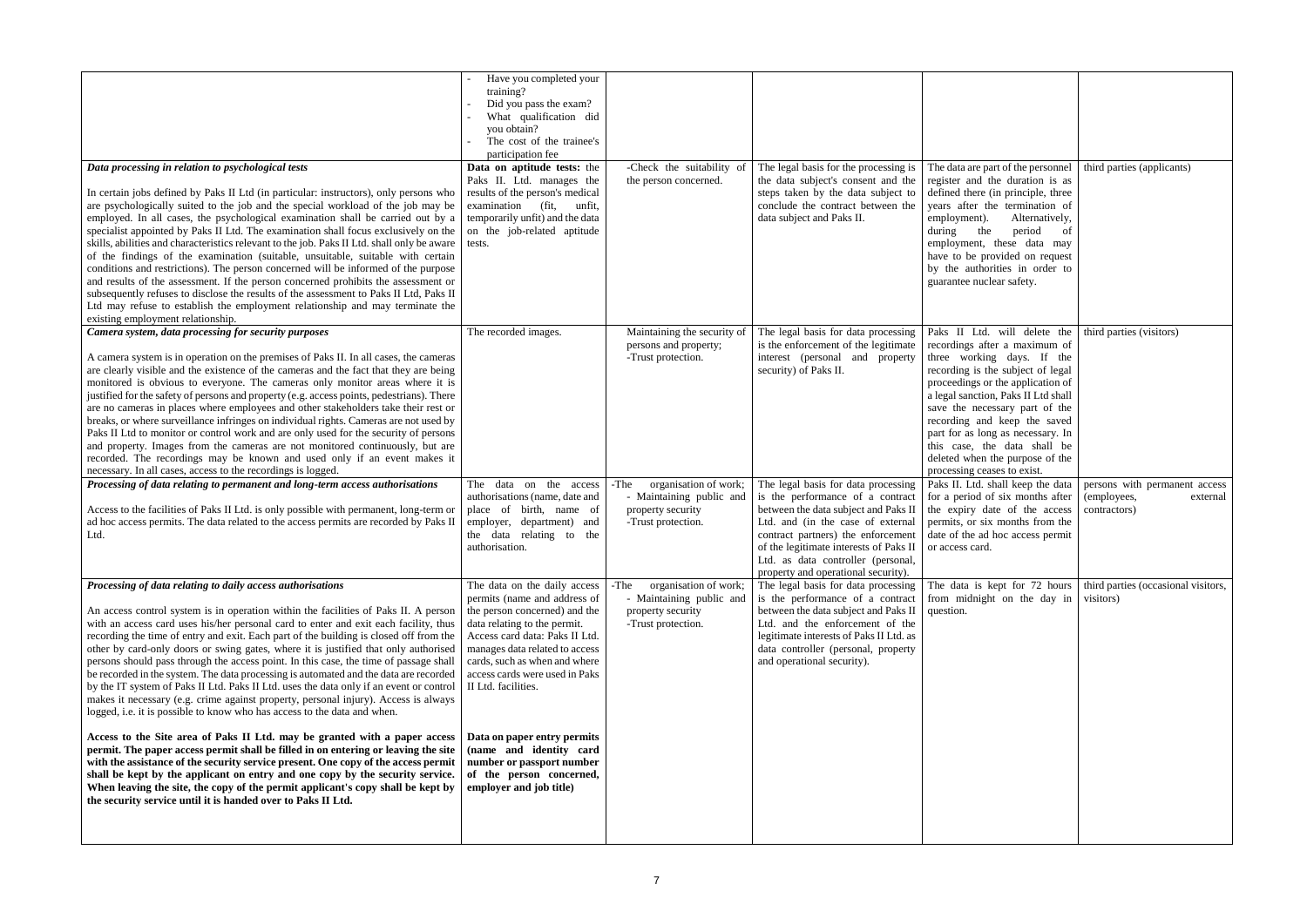| | | | | | |
|---|---|---|---|---|---|
| | - Have you completed your training?<br>- Did you pass the exam?<br>- What qualification did you obtain?<br>- The cost of the trainee's participation fee | | | | |
| ***Data processing in relation to psychological tests***<br><br>In certain jobs defined by Paks II Ltd (in particular: instructors), only persons who are psychologically suited to the job and the special workload of the job may be employed. In all cases, the psychological examination shall be carried out by a specialist appointed by Paks II Ltd. The examination shall focus exclusively on the skills, abilities and characteristics relevant to the job. Paks II Ltd. shall only be aware of the findings of the examination (suitable, unsuitable, suitable with certain conditions and restrictions). The person concerned will be informed of the purpose and results of the assessment. If the person concerned prohibits the assessment or subsequently refuses to disclose the results of the assessment to Paks II Ltd, Paks II Ltd may refuse to establish the employment relationship and may terminate the existing employment relationship. | **Data on aptitude tests:** the Paks II. Ltd. manages the results of the person's medical examination (fit, unfit, temporarily unfit) and the data on the job-related aptitude tests. | -Check the suitability of the person concerned. | The legal basis for the processing is the data subject's consent and the steps taken by the data subject to conclude the contract between the data subject and Paks II. | The data are part of the personnel register and the duration is as defined there (in principle, three years after the termination of employment). Alternatively, during the period of employment, these data may have to be provided on request by the authorities in order to guarantee nuclear safety. | third parties (applicants) |
| ***Camera system, data processing for security purposes***<br><br>A camera system is in operation on the premises of Paks II. In all cases, the cameras are clearly visible and the existence of the cameras and the fact that they are being monitored is obvious to everyone. The cameras only monitor areas where it is justified for the safety of persons and property (e.g. access points, pedestrians). There are no cameras in places where employees and other stakeholders take their rest or breaks, or where surveillance infringes on individual rights. Cameras are not used by Paks II Ltd to monitor or control work and are only used for the security of persons and property. Images from the cameras are not monitored continuously, but are recorded. The recordings may be known and used only if an event makes it necessary. In all cases, access to the recordings is logged. | The recorded images. | Maintaining the security of persons and property;<br>-Trust protection. | The legal basis for data processing is the enforcement of the legitimate interest (personal and property security) of Paks II. | Paks II Ltd. will delete the recordings after a maximum of three working days. If the recording is the subject of legal proceedings or the application of a legal sanction, Paks II Ltd shall save the necessary part of the recording and keep the saved part for as long as necessary. In this case, the data shall be deleted when the purpose of the processing ceases to exist. | third parties (visitors) |
| ***Processing of data relating to permanent and long-term access authorisations***<br><br>Access to the facilities of Paks II Ltd. is only possible with permanent, long-term or ad hoc access permits. The data related to the access permits are recorded by Paks II Ltd. | The data on the access authorisations (name, date and place of birth, name of employer, department) and the data relating to the authorisation. | -The organisation of work;<br>- Maintaining public and property security<br>-Trust protection. | The legal basis for data processing is the performance of a contract between the data subject and Paks II Ltd. and (in the case of external contract partners) the enforcement of the legitimate interests of Paks II Ltd. as data controller (personal, property and operational security). | Paks II. Ltd. shall keep the data for a period of six months after the expiry date of the access permits, or six months from the date of the ad hoc access permit or access card. | persons with permanent access (employees, external contractors) |
| ***Processing of data relating to daily access authorisations***<br><br>An access control system is in operation within the facilities of Paks II. A person with an access card uses his/her personal card to enter and exit each facility, thus recording the time of entry and exit. Each part of the building is closed off from the other by card-only doors or swing gates, where it is justified that only authorised persons should pass through the access point. In this case, the time of passage shall be recorded in the system. The data processing is automated and the data are recorded by the IT system of Paks II Ltd. Paks II Ltd. uses the data only if an event or control makes it necessary (e.g. crime against property, personal injury). Access is always logged, i.e. it is possible to know who has access to the data and when.<br><br>**Access to the Site area of Paks II Ltd. may be granted with a paper access permit. The paper access permit shall be filled in on entering or leaving the site with the assistance of the security service present. One copy of the access permit shall be kept by the applicant on entry and one copy by the security service. When leaving the site, the copy of the permit applicant's copy shall be kept by the security service until it is handed over to Paks II Ltd.** | The data on the daily access permits (name and address of the person concerned) and the data relating to the permit. Access card data: Paks II Ltd. manages data related to access cards, such as when and where access cards were used in Paks II Ltd. facilities.<br><br>**Data on paper entry permits (name and identity card number or passport number of the person concerned, employer and job title)** | -The organisation of work;<br>- Maintaining public and property security<br>-Trust protection. | The legal basis for data processing is the performance of a contract between the data subject and Paks II Ltd. and the enforcement of the legitimate interests of Paks II Ltd. as data controller (personal, property and operational security). | The data is kept for 72 hours from midnight on the day in question. | third parties (occasional visitors, visitors) |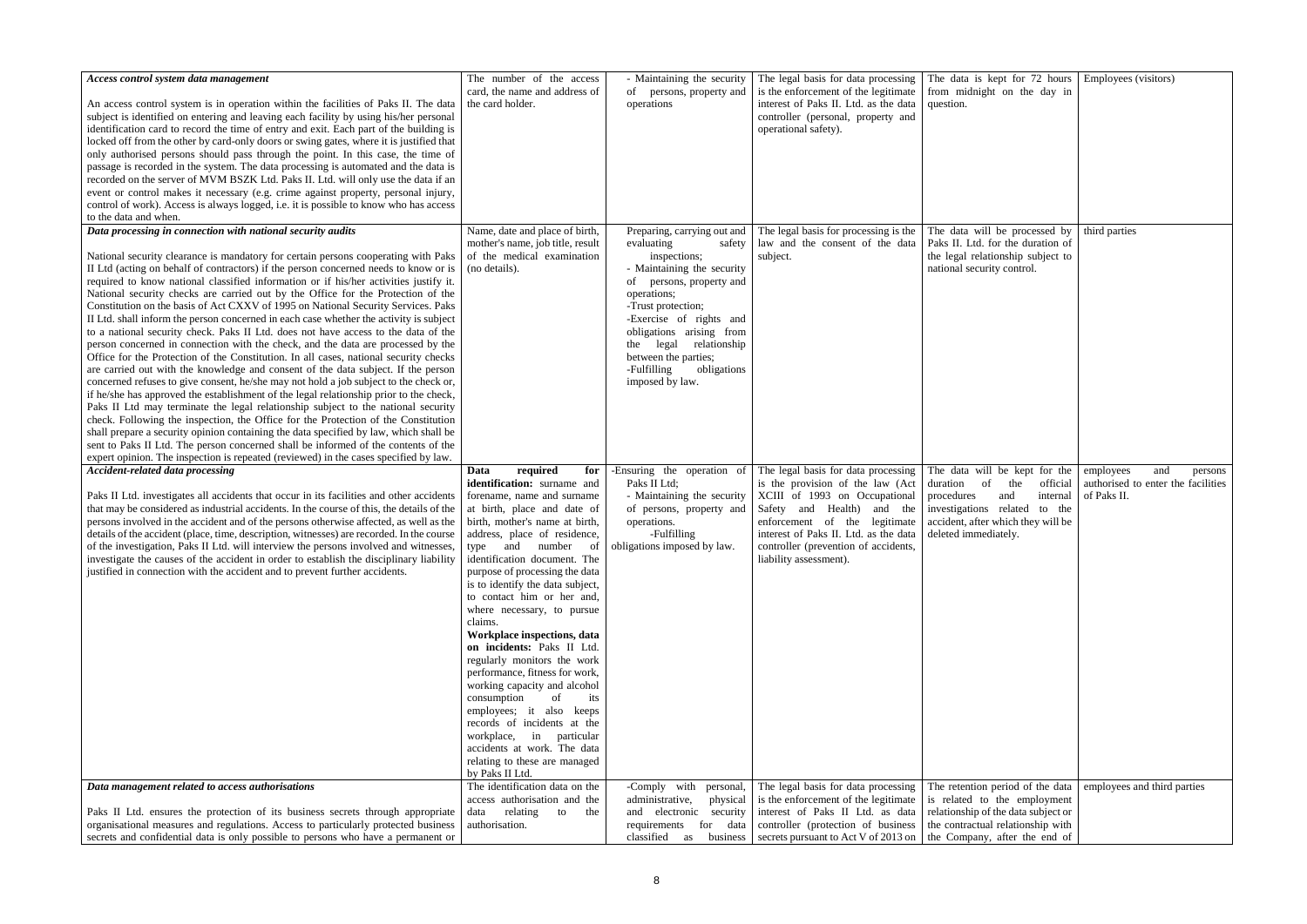| | | | | | |
|---|---|---|---|---|---|
| ***Access control system data management*** <br><br> An access control system is in operation within the facilities of Paks II. The data subject is identified on entering and leaving each facility by using his/her personal identification card to record the time of entry and exit. Each part of the building is locked off from the other by card-only doors or swing gates, where it is justified that only authorised persons should pass through the point. In this case, the time of passage is recorded in the system. The data processing is automated and the data is recorded on the server of MVM BSZK Ltd. Paks II. Ltd. will only use the data if an event or control makes it necessary (e.g. crime against property, personal injury, control of work). Access is always logged, i.e. it is possible to know who has access to the data and when. | The number of the access card, the name and address of the card holder. | - Maintaining the security of persons, property and operations | The legal basis for data processing is the enforcement of the legitimate interest of Paks II. Ltd. as the data controller (personal, property and operational safety). | The data is kept for 72 hours from midnight on the day in question. | Employees (visitors) |
| ***Data processing in connection with national security audits*** <br><br> National security clearance is mandatory for certain persons cooperating with Paks II Ltd (acting on behalf of contractors) if the person concerned needs to know or is required to know national classified information or if his/her activities justify it. National security checks are carried out by the Office for the Protection of the Constitution on the basis of Act CXXV of 1995 on National Security Services. Paks II Ltd. shall inform the person concerned in each case whether the activity is subject to a national security check. Paks II Ltd. does not have access to the data of the person concerned in connection with the check, and the data are processed by the Office for the Protection of the Constitution. In all cases, national security checks are carried out with the knowledge and consent of the data subject. If the person concerned refuses to give consent, he/she may not hold a job subject to the check or, if he/she has approved the establishment of the legal relationship prior to the check, Paks II Ltd may terminate the legal relationship subject to the national security check. Following the inspection, the Office for the Protection of the Constitution shall prepare a security opinion containing the data specified by law, which shall be sent to Paks II Ltd. The person concerned shall be informed of the contents of the expert opinion. The inspection is repeated (reviewed) in the cases specified by law. | Name, date and place of birth, mother's name, job title, result of the medical examination (no details). | Preparing, carrying out and evaluating safety inspections; <br> - Maintaining the security of persons, property and operations; <br> -Trust protection; <br> -Exercise of rights and obligations arising from the legal relationship between the parties; <br> -Fulfilling obligations imposed by law. | The legal basis for processing is the law and the consent of the data subject. | The data will be processed by Paks II. Ltd. for the duration of the legal relationship subject to national security control. | third parties |
| ***Accident-related data processing*** <br><br> Paks II Ltd. investigates all accidents that occur in its facilities and other accidents that may be considered as industrial accidents. In the course of this, the details of the persons involved in the accident and of the persons otherwise affected, as well as the details of the accident (place, time, description, witnesses) are recorded. In the course of the investigation, Paks II Ltd. will interview the persons involved and witnesses, investigate the causes of the accident in order to establish the disciplinary liability justified in connection with the accident and to prevent further accidents. | **Data required for identification:** surname and forename, name and surname at birth, place and date of birth, mother's name at birth, address, place of residence, type and number of identification document. The purpose of processing the data is to identify the data subject, to contact him or her and, where necessary, to pursue claims. <br> **Workplace inspections, data on incidents:** Paks II Ltd. regularly monitors the work performance, fitness for work, working capacity and alcohol consumption of its employees; it also keeps records of incidents at the workplace, in particular accidents at work. The data relating to these are managed by Paks II Ltd. | -Ensuring the operation of Paks II Ltd; <br> - Maintaining the security of persons, property and operations. <br> -Fulfilling obligations imposed by law. | The legal basis for data processing is the provision of the law (Act XCIII of 1993 on Occupational Safety and Health) and the enforcement of the legitimate interest of Paks II. Ltd. as the data controller (prevention of accidents, liability assessment). | The data will be kept for the duration of the official procedures and internal investigations related to the accident, after which they will be deleted immediately. | employees and persons authorised to enter the facilities of Paks II. |
| ***Data management related to access authorisations*** <br><br> Paks II Ltd. ensures the protection of its business secrets through appropriate organisational measures and regulations. Access to particularly protected business secrets and confidential data is only possible to persons who have a permanent or | The identification data on the access authorisation and the data relating to the authorisation. | -Comply with personal, administrative, physical and electronic security requirements for data classified as business | The legal basis for data processing is the enforcement of the legitimate interest of Paks II Ltd. as data controller (protection of business secrets pursuant to Act V of 2013 on | The retention period of the data is related to the employment relationship of the data subject or the contractual relationship with the Company, after the end of | employees and third parties |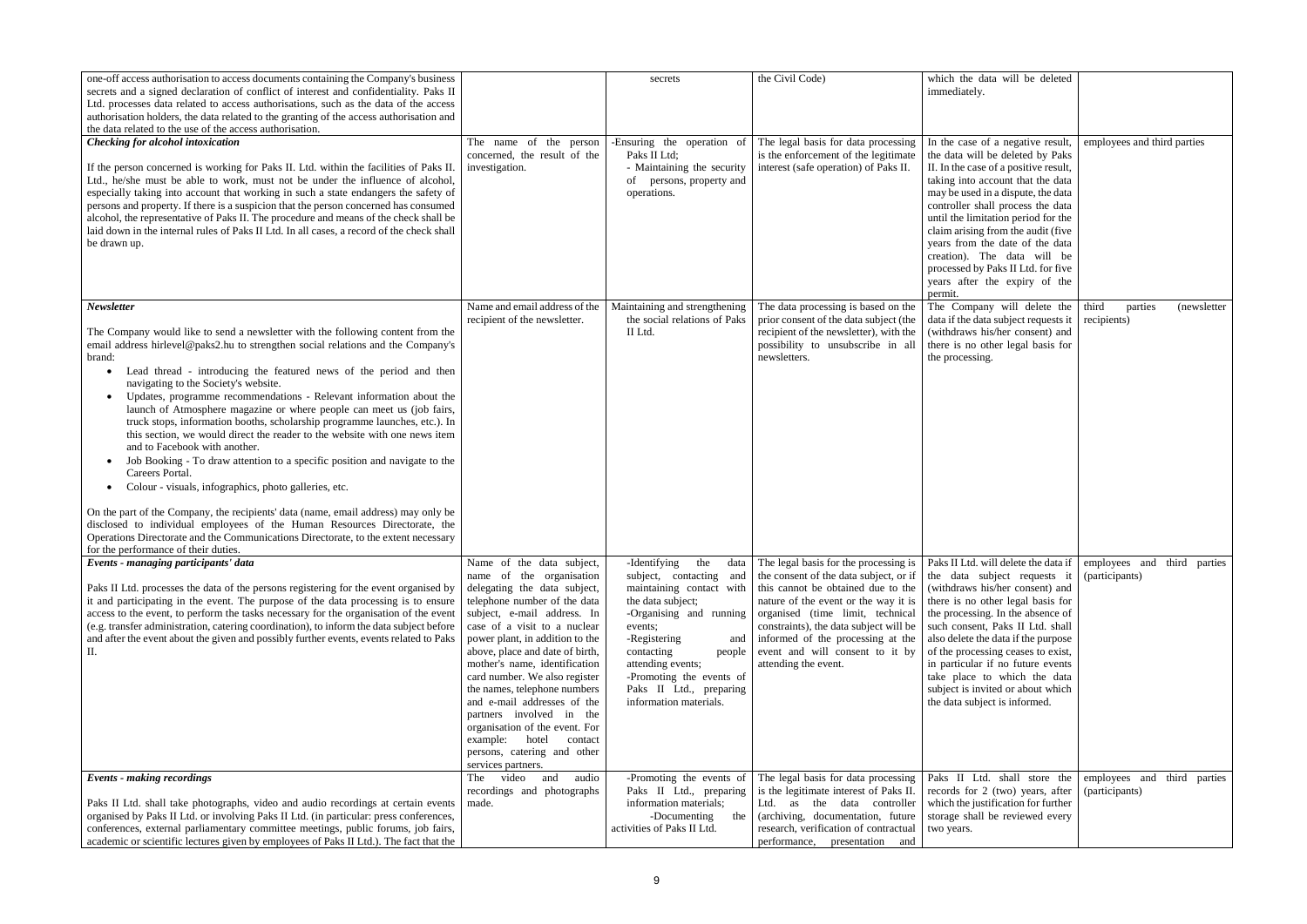| | | | | | |
|---|---|---|---|---|---|
| one-off access authorisation to access documents containing the Company's business secrets and a signed declaration of conflict of interest and confidentiality. Paks II Ltd. processes data related to access authorisations, such as the data of the access authorisation holders, the data related to the granting of the access authorisation and the data related to the use of the access authorisation. | | secrets | the Civil Code) | which the data will be deleted immediately. | |
| ***Checking for alcohol intoxication***<br><br>If the person concerned is working for Paks II. Ltd. within the facilities of Paks II. Ltd., he/she must be able to work, must not be under the influence of alcohol, especially taking into account that working in such a state endangers the safety of persons and property. If there is a suspicion that the person concerned has consumed alcohol, the representative of Paks II. The procedure and means of the check shall be laid down in the internal rules of Paks II Ltd. In all cases, a record of the check shall be drawn up. | The name of the person concerned, the result of the investigation. | -Ensuring the operation of Paks II Ltd;<br>- Maintaining the security of persons, property and operations. | The legal basis for data processing is the enforcement of the legitimate interest (safe operation) of Paks II. | In the case of a negative result, the data will be deleted by Paks II. In the case of a positive result, taking into account that the data may be used in a dispute, the data controller shall process the data until the limitation period for the claim arising from the audit (five years from the date of the data creation). The data will be processed by Paks II Ltd. for five years after the expiry of the permit. | employees and third parties |
| ***Newsletter***<br><br>The Company would like to send a newsletter with the following content from the email address hirlevel@paks2.hu to strengthen social relations and the Company's brand:<br>• Lead thread - introducing the featured news of the period and then navigating to the Society's website.<br>• Updates, programme recommendations - Relevant information about the launch of Atmosphere magazine or where people can meet us (job fairs, truck stops, information booths, scholarship programme launches, etc.). In this section, we would direct the reader to the website with one news item and to Facebook with another.<br>• Job Booking - To draw attention to a specific position and navigate to the Careers Portal.<br>• Colour - visuals, infographics, photo galleries, etc.<br><br>On the part of the Company, the recipients' data (name, email address) may only be disclosed to individual employees of the Human Resources Directorate, the Operations Directorate and the Communications Directorate, to the extent necessary for the performance of their duties. | Name and email address of the recipient of the newsletter. | Maintaining and strengthening the social relations of Paks II Ltd. | The data processing is based on the prior consent of the data subject (the recipient of the newsletter), with the possibility to unsubscribe in all newsletters. | The Company will delete the data if the data subject requests it (withdraws his/her consent) and there is no other legal basis for the processing. | third parties (newsletter recipients) |
| ***Events - managing participants' data***<br><br>Paks II Ltd. processes the data of the persons registering for the event organised by it and participating in the event. The purpose of the data processing is to ensure access to the event, to perform the tasks necessary for the organisation of the event (e.g. transfer administration, catering coordination), to inform the data subject before and after the event about the given and possibly further events, events related to Paks II. | Name of the data subject, name of the organisation delegating the data subject, telephone number of the data subject, e-mail address. In case of a visit to a nuclear power plant, in addition to the above, place and date of birth, mother's name, identification card number. We also register the names, telephone numbers and e-mail addresses of the partners involved in the organisation of the event. For example: hotel contact persons, catering and other services partners. | -Identifying the data subject, contacting and maintaining contact with the data subject;<br>-Organising and running events;<br>-Registering and contacting people attending events;<br>-Promoting the events of Paks II Ltd., preparing information materials. | The legal basis for the processing is the consent of the data subject, or if this cannot be obtained due to the nature of the event or the way it is organised (time limit, technical constraints), the data subject will be informed of the processing at the event and will consent to it by attending the event. | Paks II Ltd. will delete the data if the data subject requests it (withdraws his/her consent) and there is no other legal basis for the processing. In the absence of such consent, Paks II Ltd. shall also delete the data if the purpose of the processing ceases to exist, in particular if no future events take place to which the data subject is invited or about which the data subject is informed. | employees and third parties (participants) |
| ***Events - making recordings***<br><br>Paks II Ltd. shall take photographs, video and audio recordings at certain events organised by Paks II Ltd. or involving Paks II Ltd. (in particular: press conferences, conferences, external parliamentary committee meetings, public forums, job fairs, academic or scientific lectures given by employees of Paks II Ltd.). The fact that the | The video and audio recordings and photographs made. | -Promoting the events of Paks II Ltd., preparing information materials;<br>-Documenting the activities of Paks II Ltd. | The legal basis for data processing is the legitimate interest of Paks II. Ltd. as the data controller (archiving, documentation, future research, verification of contractual performance, presentation and | Paks II Ltd. shall store the records for 2 (two) years, after which the justification for further storage shall be reviewed every two years. | employees and third parties (participants) |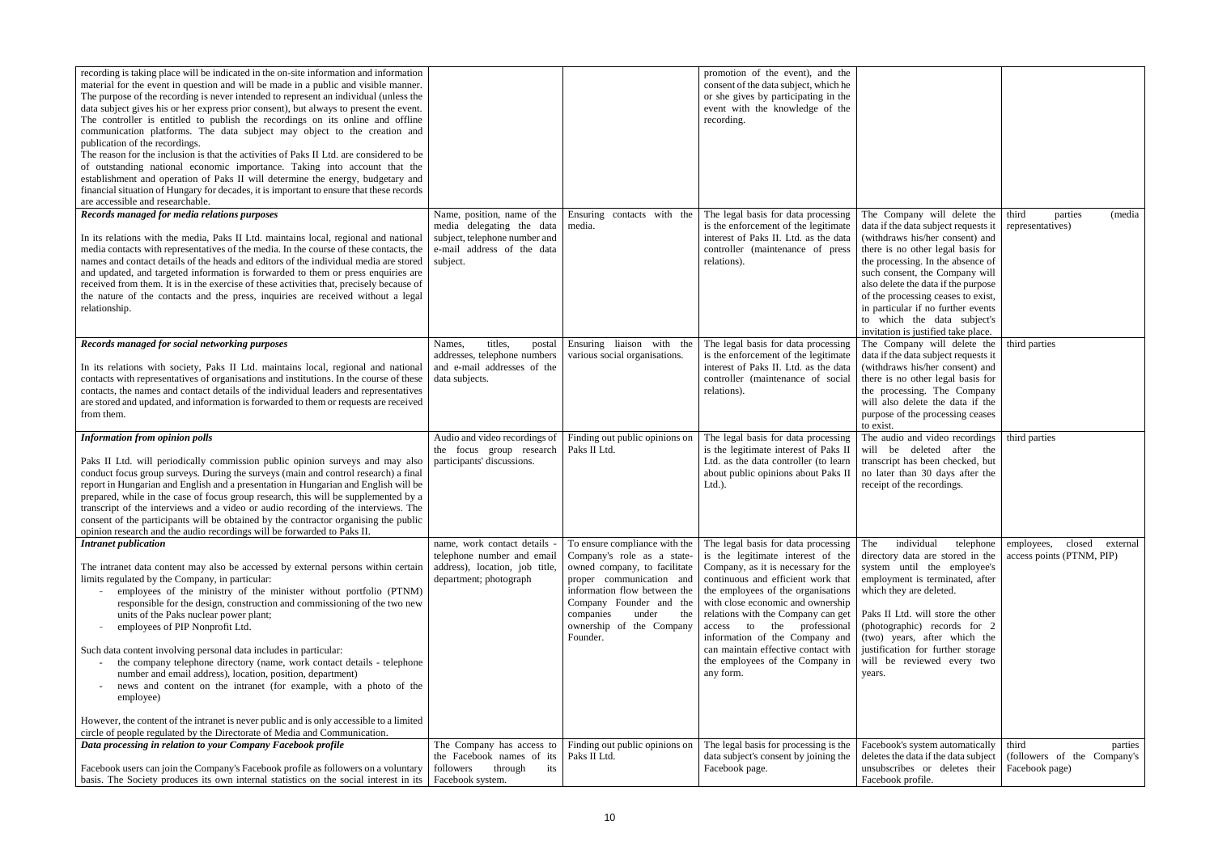| | | | | | |
|---|---|---|---|---|---|
| recording is taking place will be indicated in the on-site information and information material for the event in question and will be made in a public and visible manner. The purpose of the recording is never intended to represent an individual (unless the data subject gives his or her express prior consent), but always to present the event. The controller is entitled to publish the recordings on its online and offline communication platforms. The data subject may object to the creation and publication of the recordings.<br>The reason for the inclusion is that the activities of Paks II Ltd. are considered to be of outstanding national economic importance. Taking into account that the establishment and operation of Paks II will determine the energy, budgetary and financial situation of Hungary for decades, it is important to ensure that these records are accessible and researchable. | | | promotion of the event), and the consent of the data subject, which he or she gives by participating in the event with the knowledge of the recording. | | |
| ***Records managed for media relations purposes***<br><br>In its relations with the media, Paks II Ltd. maintains local, regional and national media contacts with representatives of the media. In the course of these contacts, the names and contact details of the heads and editors of the individual media are stored and updated, and targeted information is forwarded to them or press enquiries are received from them. It is in the exercise of these activities that, precisely because of the nature of the contacts and the press, inquiries are received without a legal relationship. | Name, position, name of the media delegating the data subject, telephone number and e-mail address of the data subject. | Ensuring contacts with the media. | The legal basis for data processing is the enforcement of the legitimate interest of Paks II. Ltd. as the data controller (maintenance of press relations). | The Company will delete the data if the data subject requests it (withdraws his/her consent) and there is no other legal basis for the processing. In the absence of such consent, the Company will also delete the data if the purpose of the processing ceases to exist, in particular if no further events to which the data subject's invitation is justified take place. | third parties (media representatives) |
| ***Records managed for social networking purposes***<br><br>In its relations with society, Paks II Ltd. maintains local, regional and national contacts with representatives of organisations and institutions. In the course of these contacts, the names and contact details of the individual leaders and representatives are stored and updated, and information is forwarded to them or requests are received from them. | Names, titles, postal addresses, telephone numbers and e-mail addresses of the data subjects. | Ensuring liaison with the various social organisations. | The legal basis for data processing is the enforcement of the legitimate interest of Paks II. Ltd. as the data controller (maintenance of social relations). | The Company will delete the data if the data subject requests it (withdraws his/her consent) and there is no other legal basis for the processing. The Company will also delete the data if the purpose of the processing ceases to exist. | third parties |
| ***Information from opinion polls***<br><br>Paks II Ltd. will periodically commission public opinion surveys and may also conduct focus group surveys. During the surveys (main and control research) a final report in Hungarian and English and a presentation in Hungarian and English will be prepared, while in the case of focus group research, this will be supplemented by a transcript of the interviews and a video or audio recording of the interviews. The consent of the participants will be obtained by the contractor organising the public opinion research and the audio recordings will be forwarded to Paks II. | Audio and video recordings of the focus group research participants' discussions. | Finding out public opinions on Paks II Ltd. | The legal basis for data processing is the legitimate interest of Paks II Ltd. as the data controller (to learn about public opinions about Paks II Ltd.). | The audio and video recordings will be deleted after the transcript has been checked, but no later than 30 days after the receipt of the recordings. | third parties |
| ***Intranet publication***<br><br>The intranet data content may also be accessed by external persons within certain limits regulated by the Company, in particular:<br>- employees of the ministry of the minister without portfolio (PTNM) responsible for the design, construction and commissioning of the two new units of the Paks nuclear power plant;<br>- employees of PIP Nonprofit Ltd.<br><br>Such data content involving personal data includes in particular:<br>- the company telephone directory (name, work contact details - telephone number and email address), location, position, department)<br>- news and content on the intranet (for example, with a photo of the employee)<br><br>However, the content of the intranet is never public and is only accessible to a limited circle of people regulated by the Directorate of Media and Communication. | name, work contact details - telephone number and email address), location, job title, department; photograph | To ensure compliance with the Company's role as a state-owned company, to facilitate proper communication and information flow between the Company Founder and the companies under the ownership of the Company Founder. | The legal basis for data processing is the legitimate interest of the Company, as it is necessary for the continuous and efficient work that the employees of the organisations with close economic and ownership relations with the Company can get access to the professional information of the Company and can maintain effective contact with the employees of the Company in any form. | The individual telephone directory data are stored in the system until the employee's employment is terminated, after which they are deleted.<br><br>Paks II Ltd. will store the other (photographic) records for 2 (two) years, after which the justification for further storage will be reviewed every two years. | employees, closed external access points (PTNM, PIP) |
| ***Data processing in relation to your Company Facebook profile***<br><br>Facebook users can join the Company's Facebook profile as followers on a voluntary basis. The Society produces its own internal statistics on the social interest in its | The Company has access to the Facebook names of its followers through its Facebook system. | Finding out public opinions on Paks II Ltd. | The legal basis for processing is the data subject's consent by joining the Facebook page. | Facebook's system automatically deletes the data if the data subject unsubscribes or deletes their Facebook profile. | third parties (followers of the Company's Facebook page) |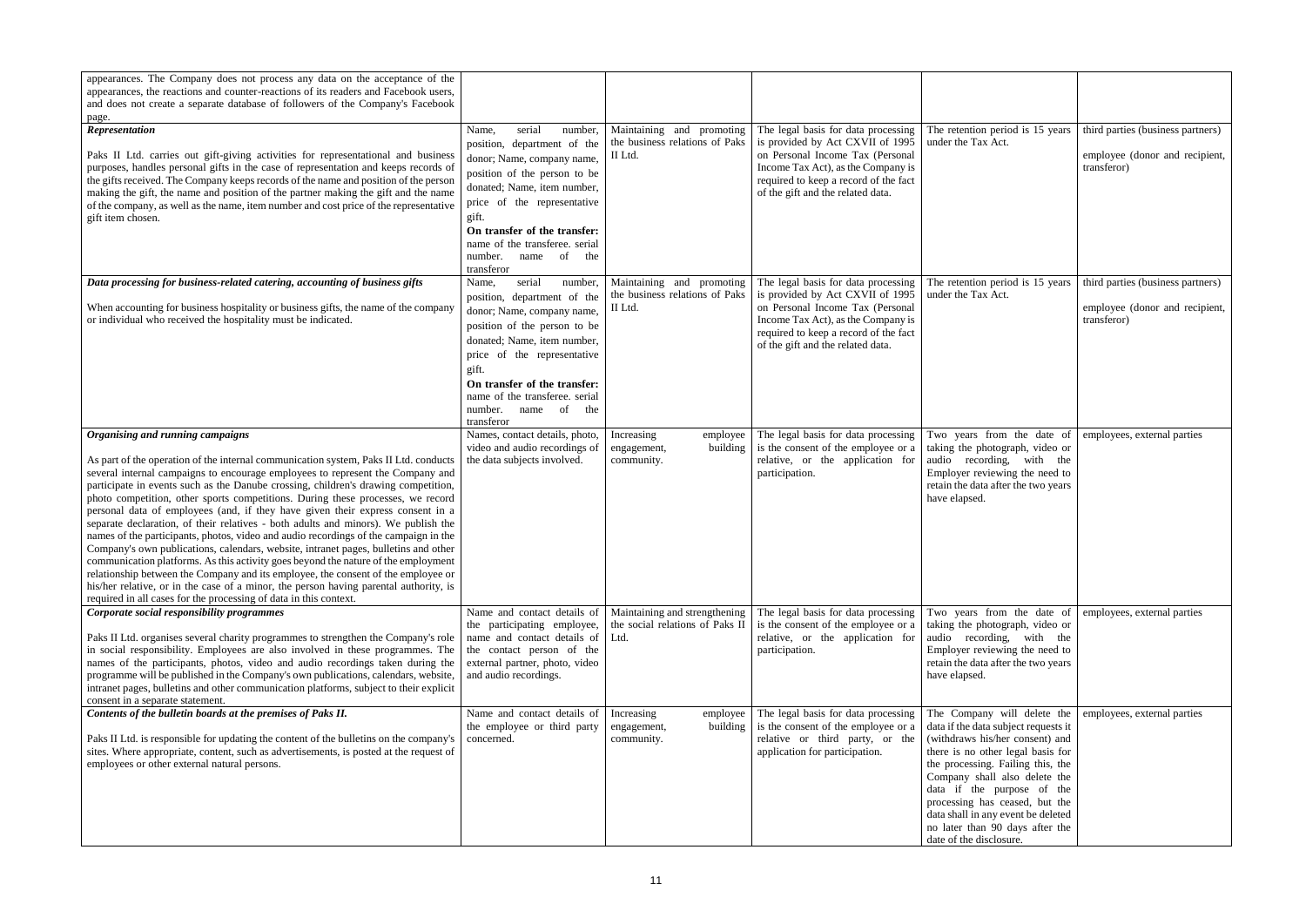| | | | | | |
|---|---|---|---|---|---|
| appearances. The Company does not process any data on the acceptance of the appearances, the reactions and counter-reactions of its readers and Facebook users, and does not create a separate database of followers of the Company's Facebook page. | | | | | |
| ***Representation***<br><br>Paks II Ltd. carries out gift-giving activities for representational and business purposes, handles personal gifts in the case of representation and keeps records of the gifts received. The Company keeps records of the name and position of the person making the gift, the name and position of the partner making the gift and the name of the company, as well as the name, item number and cost price of the representative gift item chosen. | Name, serial number, position, department of the donor; Name, company name, position of the person to be donated; Name, item number, price of the representative gift.<br>**On transfer of the transfer:** name of the transferee. serial number. name of the transferor | Maintaining and promoting the business relations of Paks II Ltd. | The legal basis for data processing is provided by Act CXVII of 1995 on Personal Income Tax (Personal Income Tax Act), as the Company is required to keep a record of the fact of the gift and the related data. | The retention period is 15 years under the Tax Act. | third parties (business partners)<br><br>employee (donor and recipient, transferor) |
| ***Data processing for business-related catering, accounting of business gifts***<br><br>When accounting for business hospitality or business gifts, the name of the company or individual who received the hospitality must be indicated. | Name, serial number, position, department of the donor; Name, company name, position of the person to be donated; Name, item number, price of the representative gift.<br>**On transfer of the transfer:** name of the transferee. serial number. name of the transferor | Maintaining and promoting the business relations of Paks II Ltd. | The legal basis for data processing is provided by Act CXVII of 1995 on Personal Income Tax (Personal Income Tax Act), as the Company is required to keep a record of the fact of the gift and the related data. | The retention period is 15 years under the Tax Act. | third parties (business partners)<br><br>employee (donor and recipient, transferor) |
| ***Organising and running campaigns***<br><br>As part of the operation of the internal communication system, Paks II Ltd. conducts several internal campaigns to encourage employees to represent the Company and participate in events such as the Danube crossing, children's drawing competition, photo competition, other sports competitions. During these processes, we record personal data of employees (and, if they have given their express consent in a separate declaration, of their relatives - both adults and minors). We publish the names of the participants, photos, video and audio recordings of the campaign in the Company's own publications, calendars, website, intranet pages, bulletins and other communication platforms. As this activity goes beyond the nature of the employment relationship between the Company and its employee, the consent of the employee or his/her relative, or in the case of a minor, the person having parental authority, is required in all cases for the processing of data in this context. | Names, contact details, photo, video and audio recordings of the data subjects involved. | Increasing employee engagement, building community. | The legal basis for data processing is the consent of the employee or a relative, or the application for participation. | Two years from the date of taking the photograph, video or audio recording, with the Employer reviewing the need to retain the data after the two years have elapsed. | employees, external parties |
| ***Corporate social responsibility programmes***<br><br>Paks II Ltd. organises several charity programmes to strengthen the Company's role in social responsibility. Employees are also involved in these programmes. The names of the participants, photos, video and audio recordings taken during the programme will be published in the Company's own publications, calendars, website, intranet pages, bulletins and other communication platforms, subject to their explicit consent in a separate statement. | Name and contact details of the participating employee, name and contact details of the contact person of the external partner, photo, video and audio recordings. | Maintaining and strengthening the social relations of Paks II Ltd. | The legal basis for data processing is the consent of the employee or a relative, or the application for participation. | Two years from the date of taking the photograph, video or audio recording, with the Employer reviewing the need to retain the data after the two years have elapsed. | employees, external parties |
| ***Contents of the bulletin boards at the premises of Paks II.***<br><br>Paks II Ltd. is responsible for updating the content of the bulletins on the company's sites. Where appropriate, content, such as advertisements, is posted at the request of employees or other external natural persons. | Name and contact details of the employee or third party concerned. | Increasing employee engagement, building community. | The legal basis for data processing is the consent of the employee or a relative or third party, or the application for participation. | The Company will delete the data if the data subject requests it (withdraws his/her consent) and there is no other legal basis for the processing. Failing this, the Company shall also delete the data if the purpose of the processing has ceased, but the data shall in any event be deleted no later than 90 days after the date of the disclosure. | employees, external parties |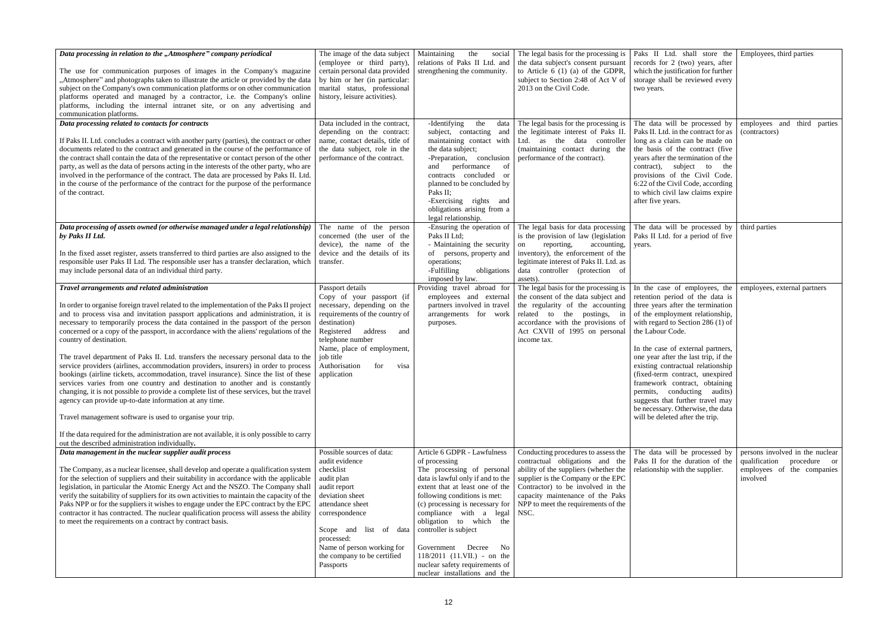| | | | | | |
|---|---|---|---|---|---|
| ***Data processing in relation to the „Atmosphere" company periodical*** <br><br> The use for communication purposes of images in the Company's magazine „Atmosphere" and photographs taken to illustrate the article or provided by the data subject on the Company's own communication platforms or on other communication platforms operated and managed by a contractor, i.e. the Company's online platforms, including the internal intranet site, or on any advertising and communication platforms. | The image of the data subject (employee or third party), certain personal data provided by him or her (in particular: marital status, professional history, leisure activities). | Maintaining the social relations of Paks II Ltd. and strengthening the community. | The legal basis for the processing is the data subject's consent pursuant to Article 6 (1) (a) of the GDPR, subject to Section 2:48 of Act V of 2013 on the Civil Code. | Paks II Ltd. shall store the records for 2 (two) years, after which the justification for further storage shall be reviewed every two years. | Employees, third parties |
| ***Data processing related to contacts for contracts*** <br><br> If Paks II. Ltd. concludes a contract with another party (parties), the contract or other documents related to the contract and generated in the course of the performance of the contract shall contain the data of the representative or contact person of the other party, as well as the data of persons acting in the interests of the other party, who are involved in the performance of the contract. The data are processed by Paks II. Ltd. in the course of the performance of the contract for the purpose of the performance of the contract. | Data included in the contract, depending on the contract: name, contact details, title of the data subject, role in the performance of the contract. | -Identifying the data subject, contacting and maintaining contact with the data subject; <br> -Preparation, conclusion and performance of contracts concluded or planned to be concluded by Paks II; <br> -Exercising rights and obligations arising from a legal relationship. | The legal basis for the processing is the legitimate interest of Paks II. Ltd. as the data controller (maintaining contact during the performance of the contract). | The data will be processed by Paks II. Ltd. in the contract for as long as a claim can be made on the basis of the contract (five years after the termination of the contract), subject to the provisions of the Civil Code. 6:22 of the Civil Code, according to which civil law claims expire after five years. | employees and third parties (contractors) |
| ***Data processing of assets owned (or otherwise managed under a legal relationship) by Paks II Ltd.*** <br><br> In the fixed asset register, assets transferred to third parties are also assigned to the responsible user Paks II Ltd. The responsible user has a transfer declaration, which may include personal data of an individual third party. | The name of the person concerned (the user of the device), the name of the device and the details of its transfer. | -Ensuring the operation of Paks II Ltd; <br> - Maintaining the security of persons, property and operations; <br> -Fulfilling obligations imposed by law. | The legal basis for data processing is the provision of law (legislation on reporting, accounting, inventory), the enforcement of the legitimate interest of Paks II. Ltd. as data controller (protection of assets). | The data will be processed by Paks II Ltd. for a period of five years. | third parties |
| ***Travel arrangements and related administration*** <br><br> In order to organise foreign travel related to the implementation of the Paks II project and to process visa and invitation passport applications and administration, it is necessary to temporarily process the data contained in the passport of the person concerned or a copy of the passport, in accordance with the aliens' regulations of the country of destination. <br><br> The travel department of Paks II. Ltd. transfers the necessary personal data to the service providers (airlines, accommodation providers, insurers) in order to process bookings (airline tickets, accommodation, travel insurance). Since the list of these services varies from one country and destination to another and is constantly changing, it is not possible to provide a complete list of these services, but the travel agency can provide up-to-date information at any time. <br><br> Travel management software is used to organise your trip. <br><br> If the data required for the administration are not available, it is only possible to carry out the described administration individually**.** | Passport details <br> Copy of your passport (if necessary, depending on the requirements of the country of destination) <br> Registered address and telephone number <br> Name, place of employment, job title <br> Authorisation for visa application | Providing travel abroad for employees and external partners involved in travel arrangements for work purposes. | The legal basis for the processing is the consent of the data subject and related to the postings, in accordance with the provisions of Act CXVII of 1995 on personal income tax. | In the case of employees, the retention period of the data is three years after the termination of the employment relationship, with regard to Section 286 (1) of the Labour Code. <br><br> In the case of external partners, one year after the last trip, if the existing contractual relationship (fixed-term contract, unexpired framework contract, obtaining permits, conducting audits) suggests that further travel may be necessary. Otherwise, the data will be deleted after the trip. | employees, external partners |
| ***Data management in the nuclear supplier audit process*** <br><br> The Company, as a nuclear licensee, shall develop and operate a qualification system for the selection of suppliers and their suitability in accordance with the applicable legislation, in particular the Atomic Energy Act and the NSZO. The Company shall verify the suitability of suppliers for its own activities to maintain the capacity of the Paks NPP or for the suppliers it wishes to engage under the EPC contract by the EPC contractor it has contracted. The nuclear qualification process will assess the ability to meet the requirements on a contract by contract basis. | Possible sources of data: <br> audit evidence <br> checklist <br> audit plan <br> audit report <br> deviation sheet <br> attendance sheet <br> correspondence <br><br> Scope and list of data processed: <br> Name of person working for the company to be certified <br> Passports | Article 6 GDPR - Lawfulness of processing <br> The processing of personal data is lawful only if and to the extent that at least one of the following conditions is met: <br> (c) processing is necessary for compliance with a legal obligation to which the controller is subject <br><br> Government Decree No 118/2011 (11.VII.) - on the nuclear safety requirements of nuclear installations and the | Conducting procedures to assess the contractual obligations and the ability of the suppliers (whether the supplier is the Company or the EPC Contractor) to be involved in the capacity maintenance of the Paks NPP to meet the requirements of the NSC. | The data will be processed by Paks II for the duration of the relationship with the supplier. | persons involved in the nuclear qualification procedure or employees of the companies involved |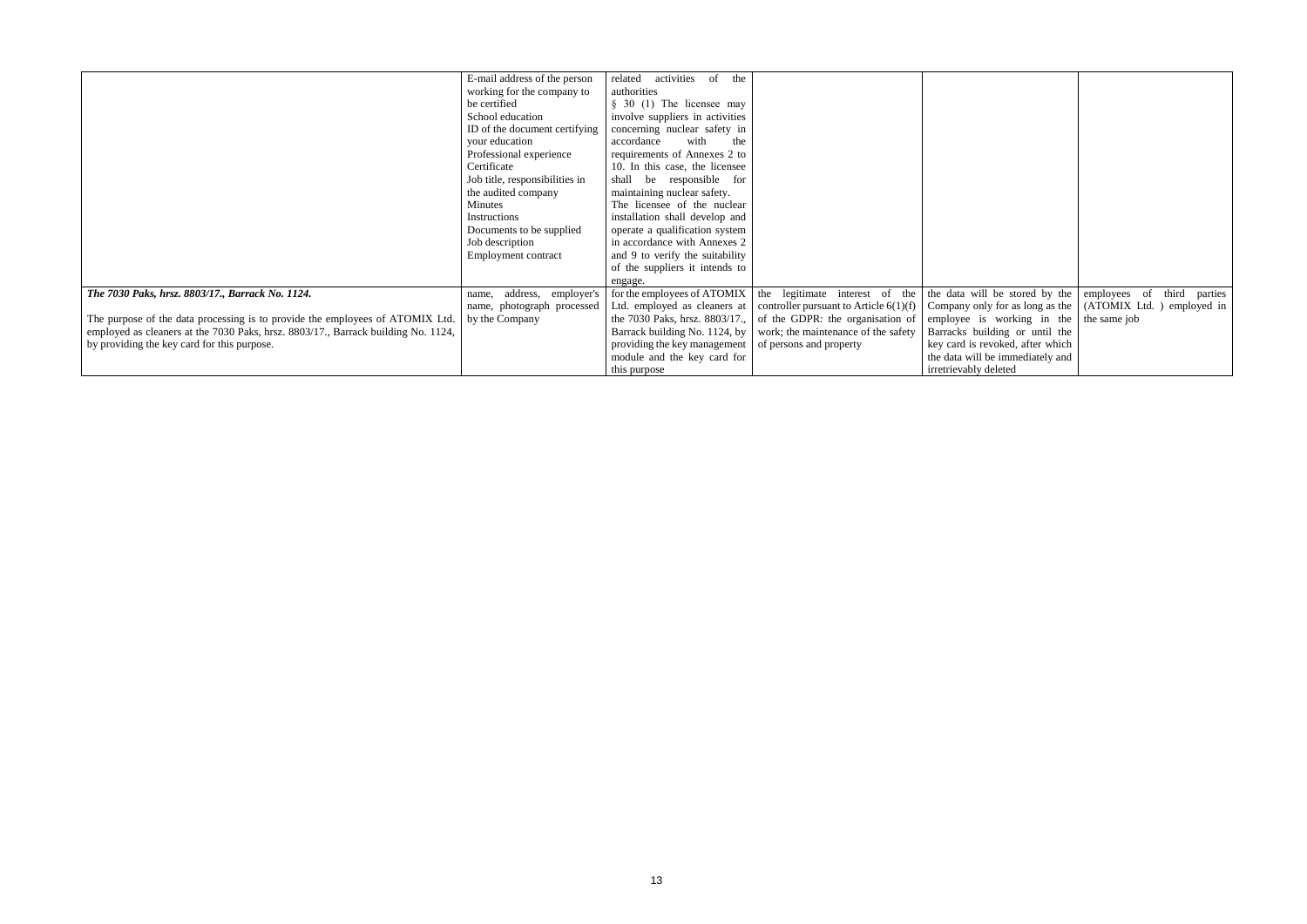| | | | | | |
|---|---|---|---|---|---|
| | E-mail address of the person working for the company to be certified<br>School education<br>ID of the document certifying your education<br>Professional experience<br>Certificate<br>Job title, responsibilities in the audited company<br>Minutes<br>Instructions<br>Documents to be supplied<br>Job description<br>Employment contract | related activities of the authorities<br>§ 30 (1) The licensee may involve suppliers in activities concerning nuclear safety in accordance with the requirements of Annexes 2 to 10. In this case, the licensee shall be responsible for maintaining nuclear safety.<br>The licensee of the nuclear installation shall develop and operate a qualification system in accordance with Annexes 2 and 9 to verify the suitability of the suppliers it intends to engage. | | | |
| ***The 7030 Paks, hrsz. 8803/17., Barrack No. 1124.***<br><br>The purpose of the data processing is to provide the employees of ATOMIX Ltd. employed as cleaners at the 7030 Paks, hrsz. 8803/17., Barrack building No. 1124, by providing the key card for this purpose. | name, address, employer's name, photograph processed by the Company | for the employees of ATOMIX Ltd. employed as cleaners at the 7030 Paks, hrsz. 8803/17., Barrack building No. 1124, by providing the key management module and the key card for this purpose | the legitimate interest of the controller pursuant to Article 6(1)(f) of the GDPR: the organisation of work; the maintenance of the safety of persons and property | the data will be stored by the Company only for as long as the employee is working in the Barracks building or until the key card is revoked, after which the data will be immediately and irretrievably deleted | employees of third parties (ATOMIX Ltd. ) employed in the same job |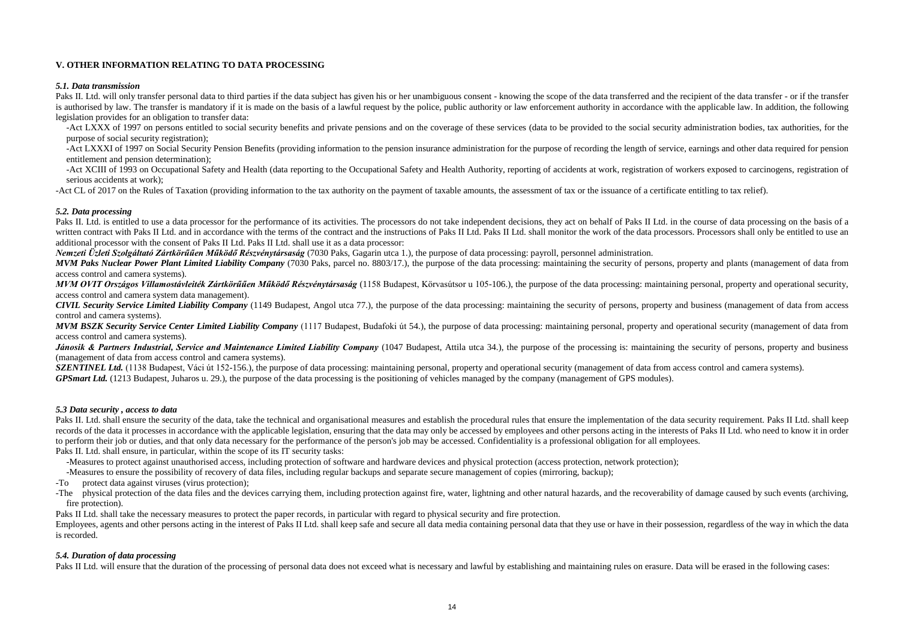## V. OTHER INFORMATION RELATING TO DATA PROCESSING

### *5.1. Data transmission*

Paks II. Ltd. will only transfer personal data to third parties if the data subject has given his or her unambiguous consent - knowing the scope of the data transferred and the recipient of the data transfer - or if the transfer is authorised by law. The transfer is mandatory if it is made on the basis of a lawful request by the police, public authority or law enforcement authority in accordance with the applicable law. In addition, the following legislation provides for an obligation to transfer data:

- -Act LXXX of 1997 on persons entitled to social security benefits and private pensions and on the coverage of these services (data to be provided to the social security administration bodies, tax authorities, for the purpose of social security registration);
- -Act LXXXI of 1997 on Social Security Pension Benefits (providing information to the pension insurance administration for the purpose of recording the length of service, earnings and other data required for pension entitlement and pension determination);
- -Act XCIII of 1993 on Occupational Safety and Health (data reporting to the Occupational Safety and Health Authority, reporting of accidents at work, registration of workers exposed to carcinogens, registration of serious accidents at work);

-Act CL of 2017 on the Rules of Taxation (providing information to the tax authority on the payment of taxable amounts, the assessment of tax or the issuance of a certificate entitling to tax relief).

### *5.2. Data processing*

Paks II. Ltd. is entitled to use a data processor for the performance of its activities. The processors do not take independent decisions, they act on behalf of Paks II Ltd. in the course of data processing on the basis of a written contract with Paks II Ltd. and in accordance with the terms of the contract and the instructions of Paks II Ltd. Paks II Ltd. shall monitor the work of the data processors. Processors shall only be entitled to use an additional processor with the consent of Paks II Ltd. Paks II Ltd. shall use it as a data processor:

***Nemzeti Üzleti Szolgáltató Zártkörűen Működő Részvénytársaság*** (7030 Paks, Gagarin utca 1.), the purpose of data processing: payroll, personnel administration.

***MVM Paks Nuclear Power Plant Limited Liability Company*** (7030 Paks, parcel no. 8803/17.), the purpose of the data processing: maintaining the security of persons, property and plants (management of data from access control and camera systems).

***MVM OVIT Országos Villamostávleiték Zártkörűen Működő Részvénytársaság*** (1158 Budapest, Körvasútsor u 105-106.), the purpose of the data processing: maintaining personal, property and operational security, access control and camera system data management).

***CIVIL Security Service Limited Liability Company*** (1149 Budapest, Angol utca 77.), the purpose of the data processing: maintaining the security of persons, property and business (management of data from access control and camera systems).

***MVM BSZK Security Service Center Limited Liability Company*** (1117 Budapest, Budafoki út 54.), the purpose of data processing: maintaining personal, property and operational security (management of data from access control and camera systems).

***Jánosik & Partners Industrial, Service and Maintenance Limited Liability Company*** (1047 Budapest, Attila utca 34.), the purpose of the processing is: maintaining the security of persons, property and business (management of data from access control and camera systems).

***SZENTINEL Ltd.*** (1138 Budapest, Váci út 152-156.), the purpose of data processing: maintaining personal, property and operational security (management of data from access control and camera systems).

***GPSmart Ltd.*** (1213 Budapest, Juharos u. 29.), the purpose of the data processing is the positioning of vehicles managed by the company (management of GPS modules).

### *5.3 Data security , access to data*

Paks II. Ltd. shall ensure the security of the data, take the technical and organisational measures and establish the procedural rules that ensure the implementation of the data security requirement. Paks II Ltd. shall keep records of the data it processes in accordance with the applicable legislation, ensuring that the data may only be accessed by employees and other persons acting in the interests of Paks II Ltd. who need to know it in order to perform their job or duties, and that only data necessary for the performance of the person's job may be accessed. Confidentiality is a professional obligation for all employees.

Paks II. Ltd. shall ensure, in particular, within the scope of its IT security tasks:

- -Measures to protect against unauthorised access, including protection of software and hardware devices and physical protection (access protection, network protection);
- -Measures to ensure the possibility of recovery of data files, including regular backups and separate secure management of copies (mirroring, backup);
- -To protect data against viruses (virus protection);
- -The physical protection of the data files and the devices carrying them, including protection against fire, water, lightning and other natural hazards, and the recoverability of damage caused by such events (archiving, fire protection).

Paks II Ltd. shall take the necessary measures to protect the paper records, in particular with regard to physical security and fire protection.

Employees, agents and other persons acting in the interest of Paks II Ltd. shall keep safe and secure all data media containing personal data that they use or have in their possession, regardless of the way in which the data is recorded.

### *5.4. Duration of data processing*

Paks II Ltd. will ensure that the duration of the processing of personal data does not exceed what is necessary and lawful by establishing and maintaining rules on erasure. Data will be erased in the following cases: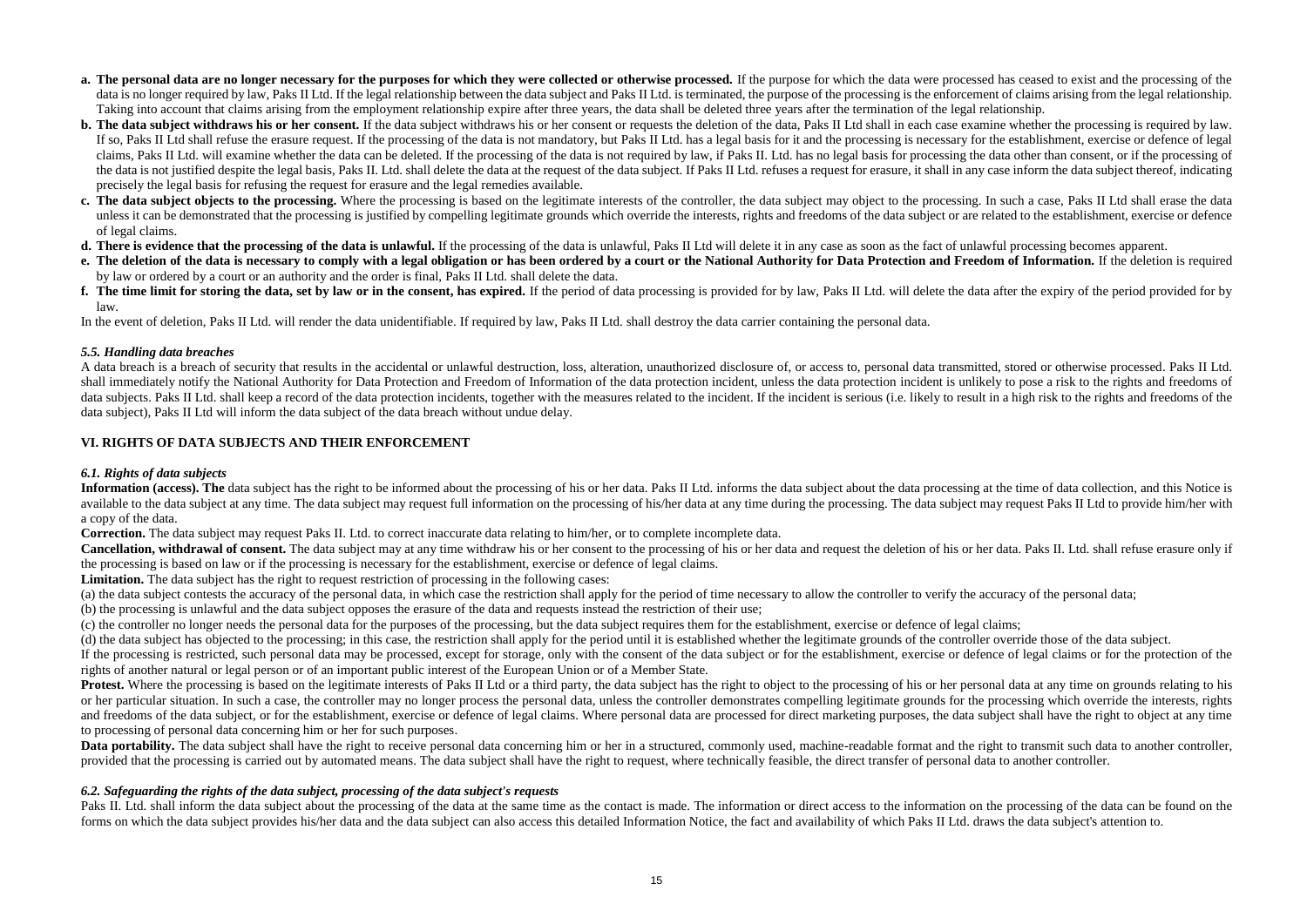- **a. The personal data are no longer necessary for the purposes for which they were collected or otherwise processed.** If the purpose for which the data were processed has ceased to exist and the processing of the data is no longer required by law, Paks II Ltd. If the legal relationship between the data subject and Paks II Ltd. is terminated, the purpose of the processing is the enforcement of claims arising from the legal relationship. Taking into account that claims arising from the employment relationship expire after three years, the data shall be deleted three years after the termination of the legal relationship.
- **b. The data subject withdraws his or her consent.** If the data subject withdraws his or her consent or requests the deletion of the data, Paks II Ltd shall in each case examine whether the processing is required by law. If so, Paks II Ltd shall refuse the erasure request. If the processing of the data is not mandatory, but Paks II Ltd. has a legal basis for it and the processing is necessary for the establishment, exercise or defence of legal claims, Paks II Ltd. will examine whether the data can be deleted. If the processing of the data is not required by law, if Paks II. Ltd. has no legal basis for processing the data other than consent, or if the processing of the data is not justified despite the legal basis, Paks II. Ltd. shall delete the data at the request of the data subject. If Paks II Ltd. refuses a request for erasure, it shall in any case inform the data subject thereof, indicating precisely the legal basis for refusing the request for erasure and the legal remedies available.
- **c. The data subject objects to the processing.** Where the processing is based on the legitimate interests of the controller, the data subject may object to the processing. In such a case, Paks II Ltd shall erase the data unless it can be demonstrated that the processing is justified by compelling legitimate grounds which override the interests, rights and freedoms of the data subject or are related to the establishment, exercise or defence of legal claims.
- **d. There is evidence that the processing of the data is unlawful.** If the processing of the data is unlawful, Paks II Ltd will delete it in any case as soon as the fact of unlawful processing becomes apparent.
- **e. The deletion of the data is necessary to comply with a legal obligation or has been ordered by a court or the National Authority for Data Protection and Freedom of Information.** If the deletion is required by law or ordered by a court or an authority and the order is final, Paks II Ltd. shall delete the data.
- **f. The time limit for storing the data, set by law or in the consent, has expired.** If the period of data processing is provided for by law, Paks II Ltd. will delete the data after the expiry of the period provided for by law.

In the event of deletion, Paks II Ltd. will render the data unidentifiable. If required by law, Paks II Ltd. shall destroy the data carrier containing the personal data.

### *5.5. Handling data breaches*

A data breach is a breach of security that results in the accidental or unlawful destruction, loss, alteration, unauthorized disclosure of, or access to, personal data transmitted, stored or otherwise processed. Paks II Ltd. shall immediately notify the National Authority for Data Protection and Freedom of Information of the data protection incident, unless the data protection incident is unlikely to pose a risk to the rights and freedoms of data subjects. Paks II Ltd. shall keep a record of the data protection incidents, together with the measures related to the incident. If the incident is serious (i.e. likely to result in a high risk to the rights and freedoms of the data subject), Paks II Ltd will inform the data subject of the data breach without undue delay.

## VI. RIGHTS OF DATA SUBJECTS AND THEIR ENFORCEMENT

### *6.1. Rights of data subjects*

**Information (access). The** data subject has the right to be informed about the processing of his or her data. Paks II Ltd. informs the data subject about the data processing at the time of data collection, and this Notice is available to the data subject at any time. The data subject may request full information on the processing of his/her data at any time during the processing. The data subject may request Paks II Ltd to provide him/her with a copy of the data.

**Correction.** The data subject may request Paks II. Ltd. to correct inaccurate data relating to him/her, or to complete incomplete data.

**Cancellation, withdrawal of consent.** The data subject may at any time withdraw his or her consent to the processing of his or her data and request the deletion of his or her data. Paks II. Ltd. shall refuse erasure only if the processing is based on law or if the processing is necessary for the establishment, exercise or defence of legal claims.

**Limitation.** The data subject has the right to request restriction of processing in the following cases:

(a) the data subject contests the accuracy of the personal data, in which case the restriction shall apply for the period of time necessary to allow the controller to verify the accuracy of the personal data;

(b) the processing is unlawful and the data subject opposes the erasure of the data and requests instead the restriction of their use;

(c) the controller no longer needs the personal data for the purposes of the processing, but the data subject requires them for the establishment, exercise or defence of legal claims;

(d) the data subject has objected to the processing; in this case, the restriction shall apply for the period until it is established whether the legitimate grounds of the controller override those of the data subject.

If the processing is restricted, such personal data may be processed, except for storage, only with the consent of the data subject or for the establishment, exercise or defence of legal claims or for the protection of the rights of another natural or legal person or of an important public interest of the European Union or of a Member State.

**Protest.** Where the processing is based on the legitimate interests of Paks II Ltd or a third party, the data subject has the right to object to the processing of his or her personal data at any time on grounds relating to his or her particular situation. In such a case, the controller may no longer process the personal data, unless the controller demonstrates compelling legitimate grounds for the processing which override the interests, rights and freedoms of the data subject, or for the establishment, exercise or defence of legal claims. Where personal data are processed for direct marketing purposes, the data subject shall have the right to object at any time to processing of personal data concerning him or her for such purposes.

**Data portability.** The data subject shall have the right to receive personal data concerning him or her in a structured, commonly used, machine-readable format and the right to transmit such data to another controller, provided that the processing is carried out by automated means. The data subject shall have the right to request, where technically feasible, the direct transfer of personal data to another controller.

### *6.2. Safeguarding the rights of the data subject, processing of the data subject's requests*

Paks II. Ltd. shall inform the data subject about the processing of the data at the same time as the contact is made. The information or direct access to the information on the processing of the data can be found on the forms on which the data subject provides his/her data and the data subject can also access this detailed Information Notice, the fact and availability of which Paks II Ltd. draws the data subject's attention to.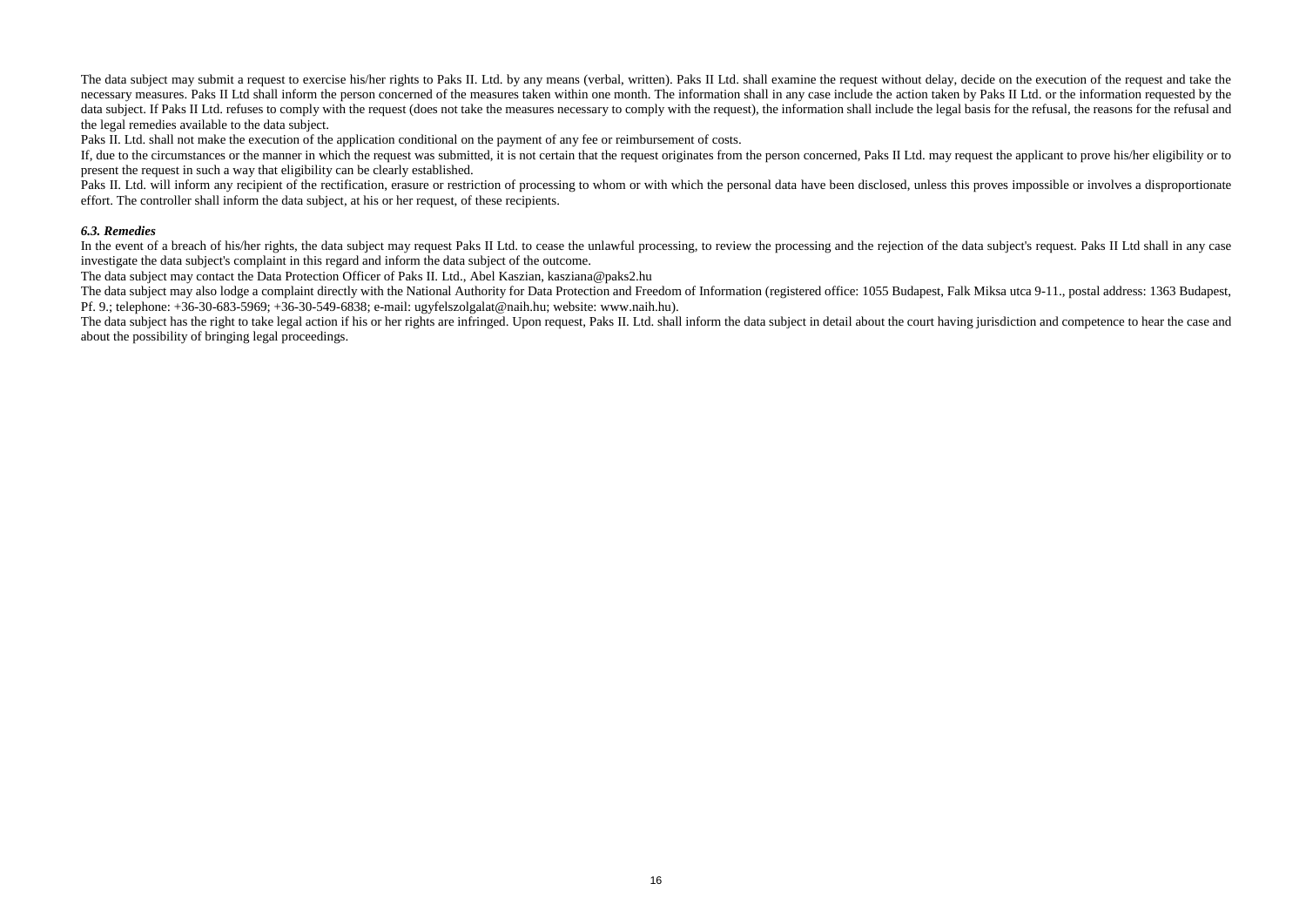The data subject may submit a request to exercise his/her rights to Paks II. Ltd. by any means (verbal, written). Paks II Ltd. shall examine the request without delay, decide on the execution of the request and take the necessary measures. Paks II Ltd shall inform the person concerned of the measures taken within one month. The information shall in any case include the action taken by Paks II Ltd. or the information requested by the data subject. If Paks II Ltd. refuses to comply with the request (does not take the measures necessary to comply with the request), the information shall include the legal basis for the refusal, the reasons for the refusal and the legal remedies available to the data subject.

Paks II. Ltd. shall not make the execution of the application conditional on the payment of any fee or reimbursement of costs.

If, due to the circumstances or the manner in which the request was submitted, it is not certain that the request originates from the person concerned, Paks II Ltd. may request the applicant to prove his/her eligibility or to present the request in such a way that eligibility can be clearly established.

Paks II. Ltd. will inform any recipient of the rectification, erasure or restriction of processing to whom or with which the personal data have been disclosed, unless this proves impossible or involves a disproportionate effort. The controller shall inform the data subject, at his or her request, of these recipients.

***6.3. Remedies***

In the event of a breach of his/her rights, the data subject may request Paks II Ltd. to cease the unlawful processing, to review the processing and the rejection of the data subject's request. Paks II Ltd shall in any case investigate the data subject's complaint in this regard and inform the data subject of the outcome.

The data subject may contact the Data Protection Officer of Paks II. Ltd., Abel Kaszian, kasziana@paks2.hu

The data subject may also lodge a complaint directly with the National Authority for Data Protection and Freedom of Information (registered office: 1055 Budapest, Falk Miksa utca 9-11., postal address: 1363 Budapest, Pf. 9.; telephone: +36-30-683-5969; +36-30-549-6838; e-mail: ugyfelszolgalat@naih.hu; website: www.naih.hu).

The data subject has the right to take legal action if his or her rights are infringed. Upon request, Paks II. Ltd. shall inform the data subject in detail about the court having jurisdiction and competence to hear the case and about the possibility of bringing legal proceedings.